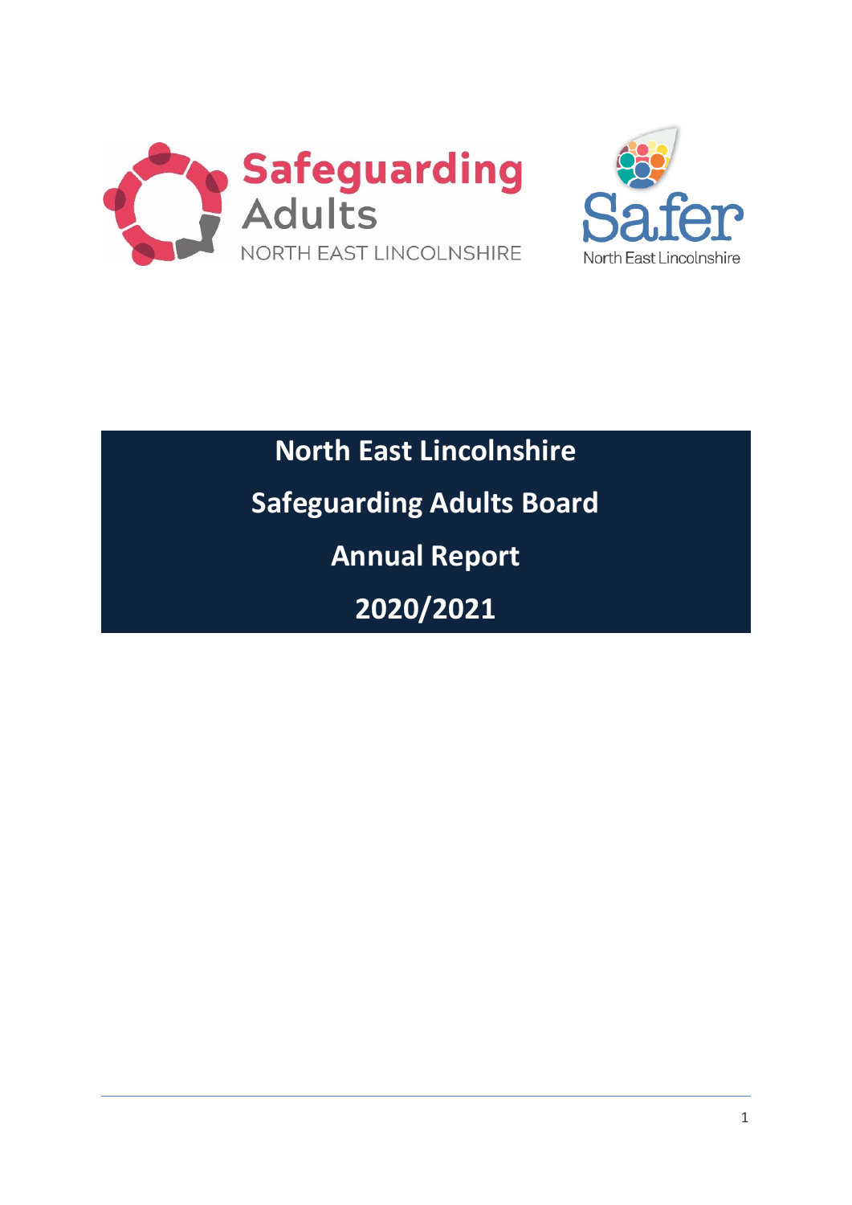Safeguarding Adults NORTH EAST LINCOLNSHIRE

Safer North East Lincolnshire

# North East Lincolnshire Safeguarding Adults Board Annual Report 2020/2021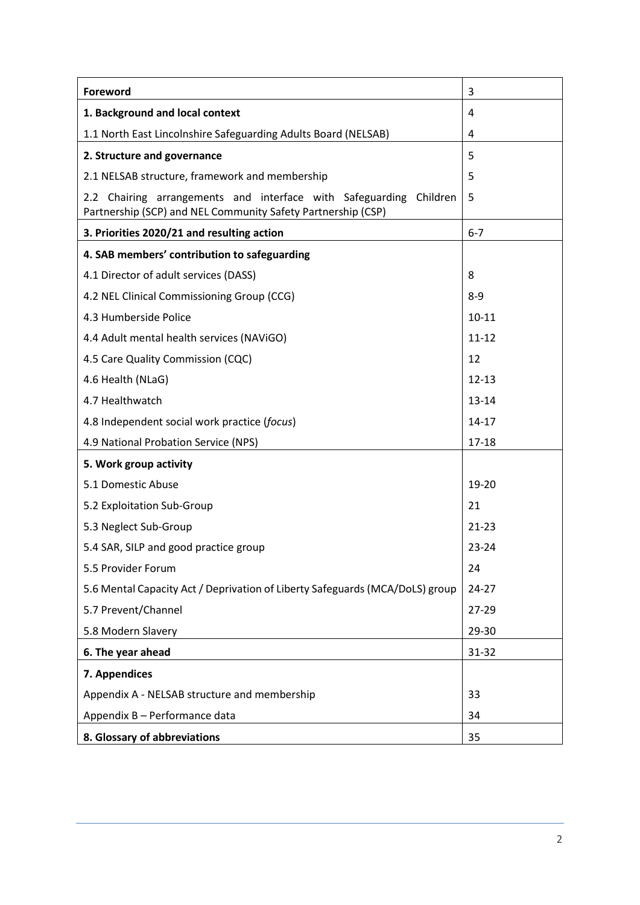| | |
|---|---|
| **Foreword** | 3 |
| **1. Background and local context** | 4 |
| 1.1 North East Lincolnshire Safeguarding Adults Board (NELSAB) | 4 |
| **2. Structure and governance** | 5 |
| 2.1 NELSAB structure, framework and membership | 5 |
| 2.2 Chairing arrangements and interface with Safeguarding Children Partnership (SCP) and NEL Community Safety Partnership (CSP) | 5 |
| **3. Priorities 2020/21 and resulting action** | 6-7 |
| **4. SAB members' contribution to safeguarding** | |
| 4.1 Director of adult services (DASS) | 8 |
| 4.2 NEL Clinical Commissioning Group (CCG) | 8-9 |
| 4.3 Humberside Police | 10-11 |
| 4.4 Adult mental health services (NAViGO) | 11-12 |
| 4.5 Care Quality Commission (CQC) | 12 |
| 4.6 Health (NLaG) | 12-13 |
| 4.7 Healthwatch | 13-14 |
| 4.8 Independent social work practice (*focus*) | 14-17 |
| 4.9 National Probation Service (NPS) | 17-18 |
| **5. Work group activity** | |
| 5.1 Domestic Abuse | 19-20 |
| 5.2 Exploitation Sub-Group | 21 |
| 5.3 Neglect Sub-Group | 21-23 |
| 5.4 SAR, SILP and good practice group | 23-24 |
| 5.5 Provider Forum | 24 |
| 5.6 Mental Capacity Act / Deprivation of Liberty Safeguards (MCA/DoLS) group | 24-27 |
| 5.7 Prevent/Channel | 27-29 |
| 5.8 Modern Slavery | 29-30 |
| **6. The year ahead** | 31-32 |
| **7. Appendices** | |
| Appendix A - NELSAB structure and membership | 33 |
| Appendix B – Performance data | 34 |
| **8. Glossary of abbreviations** | 35 |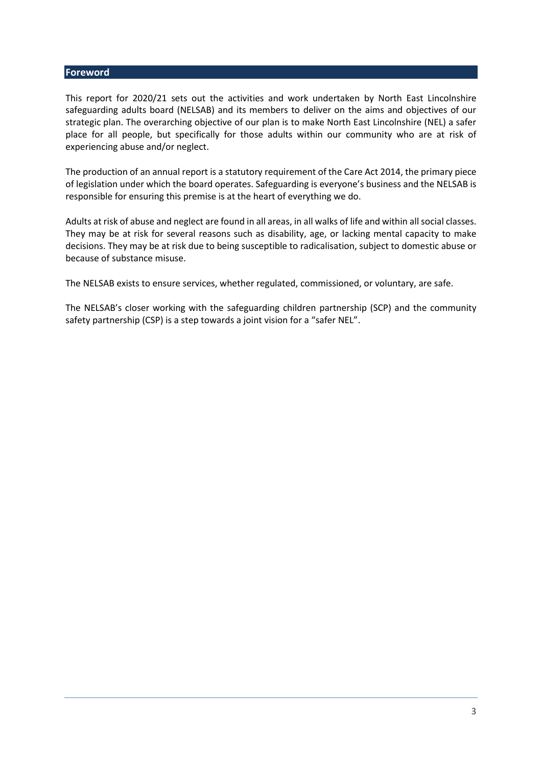## Foreword

This report for 2020/21 sets out the activities and work undertaken by North East Lincolnshire safeguarding adults board (NELSAB) and its members to deliver on the aims and objectives of our strategic plan. The overarching objective of our plan is to make North East Lincolnshire (NEL) a safer place for all people, but specifically for those adults within our community who are at risk of experiencing abuse and/or neglect.

The production of an annual report is a statutory requirement of the Care Act 2014, the primary piece of legislation under which the board operates. Safeguarding is everyone's business and the NELSAB is responsible for ensuring this premise is at the heart of everything we do.

Adults at risk of abuse and neglect are found in all areas, in all walks of life and within all social classes. They may be at risk for several reasons such as disability, age, or lacking mental capacity to make decisions. They may be at risk due to being susceptible to radicalisation, subject to domestic abuse or because of substance misuse.

The NELSAB exists to ensure services, whether regulated, commissioned, or voluntary, are safe.

The NELSAB's closer working with the safeguarding children partnership (SCP) and the community safety partnership (CSP) is a step towards a joint vision for a "safer NEL".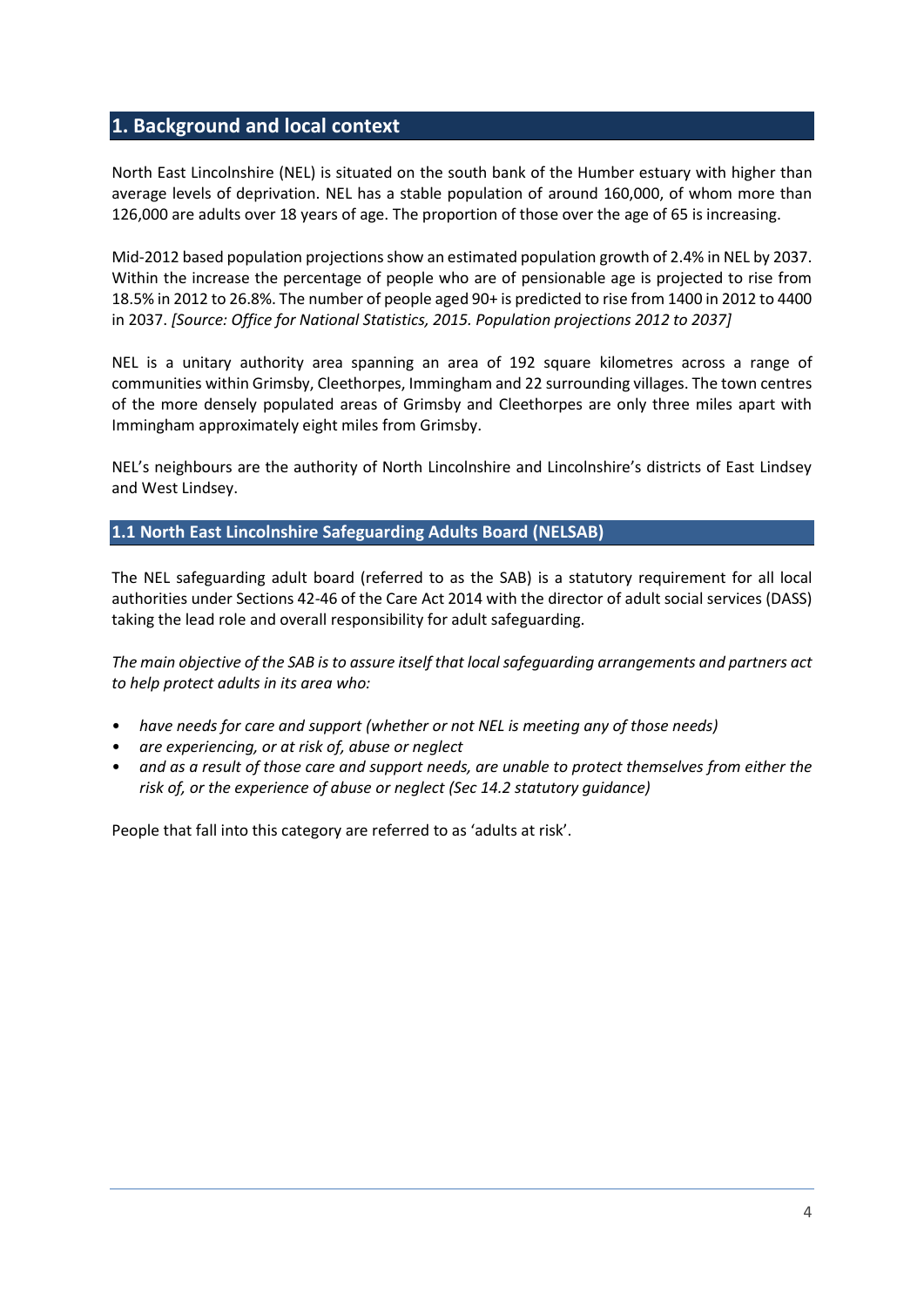## 1. Background and local context

North East Lincolnshire (NEL) is situated on the south bank of the Humber estuary with higher than average levels of deprivation. NEL has a stable population of around 160,000, of whom more than 126,000 are adults over 18 years of age. The proportion of those over the age of 65 is increasing.

Mid-2012 based population projections show an estimated population growth of 2.4% in NEL by 2037. Within the increase the percentage of people who are of pensionable age is projected to rise from 18.5% in 2012 to 26.8%. The number of people aged 90+ is predicted to rise from 1400 in 2012 to 4400 in 2037. *[Source: Office for National Statistics, 2015. Population projections 2012 to 2037]*

NEL is a unitary authority area spanning an area of 192 square kilometres across a range of communities within Grimsby, Cleethorpes, Immingham and 22 surrounding villages. The town centres of the more densely populated areas of Grimsby and Cleethorpes are only three miles apart with Immingham approximately eight miles from Grimsby.

NEL's neighbours are the authority of North Lincolnshire and Lincolnshire's districts of East Lindsey and West Lindsey.

### 1.1 North East Lincolnshire Safeguarding Adults Board (NELSAB)

The NEL safeguarding adult board (referred to as the SAB) is a statutory requirement for all local authorities under Sections 42-46 of the Care Act 2014 with the director of adult social services (DASS) taking the lead role and overall responsibility for adult safeguarding.

*The main objective of the SAB is to assure itself that local safeguarding arrangements and partners act to help protect adults in its area who:*

- *have needs for care and support (whether or not NEL is meeting any of those needs)*
- *are experiencing, or at risk of, abuse or neglect*
- *and as a result of those care and support needs, are unable to protect themselves from either the risk of, or the experience of abuse or neglect (Sec 14.2 statutory guidance)*

People that fall into this category are referred to as 'adults at risk'.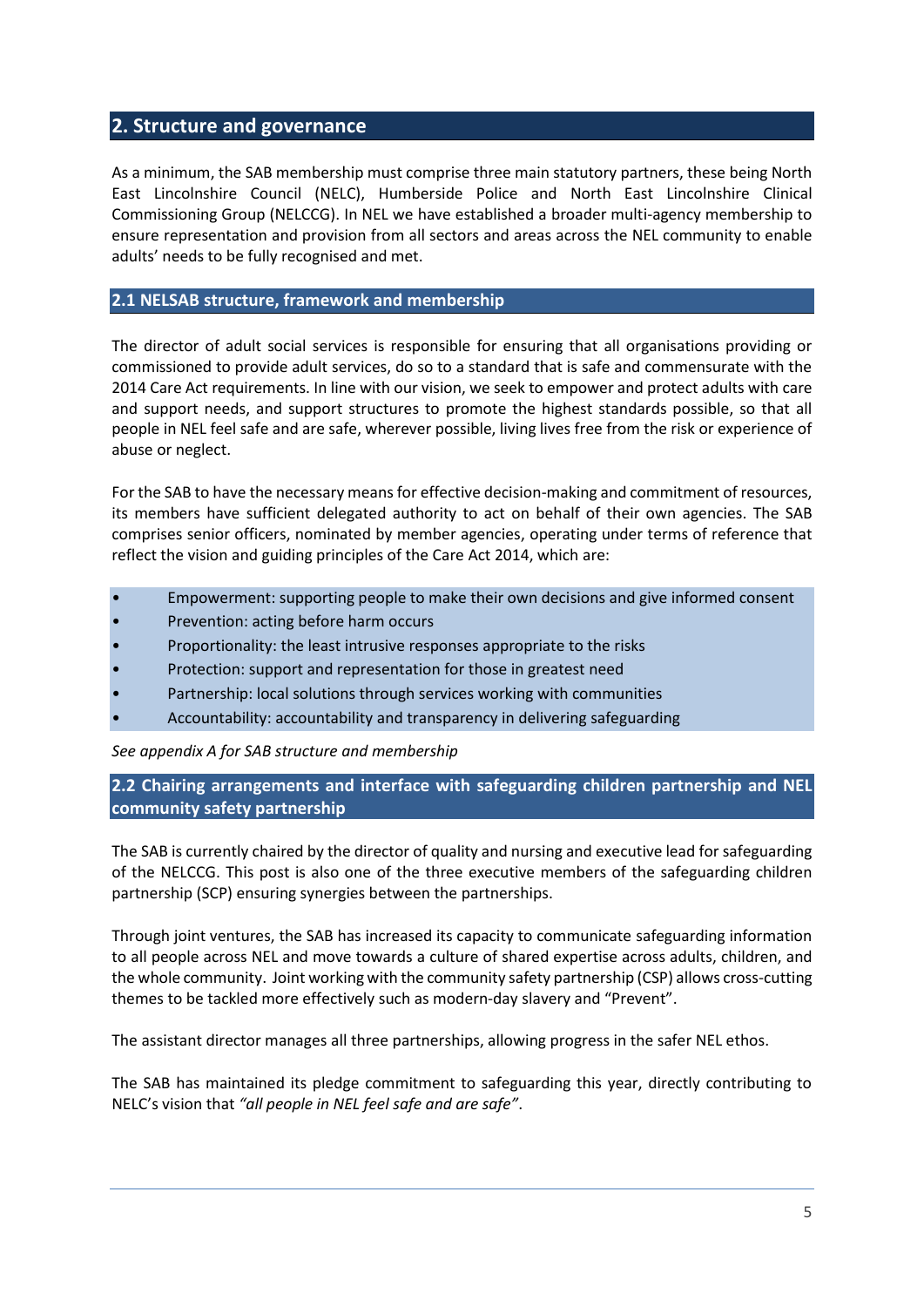## 2. Structure and governance

As a minimum, the SAB membership must comprise three main statutory partners, these being North East Lincolnshire Council (NELC), Humberside Police and North East Lincolnshire Clinical Commissioning Group (NELCCG). In NEL we have established a broader multi-agency membership to ensure representation and provision from all sectors and areas across the NEL community to enable adults' needs to be fully recognised and met.

### 2.1 NELSAB structure, framework and membership

The director of adult social services is responsible for ensuring that all organisations providing or commissioned to provide adult services, do so to a standard that is safe and commensurate with the 2014 Care Act requirements. In line with our vision, we seek to empower and protect adults with care and support needs, and support structures to promote the highest standards possible, so that all people in NEL feel safe and are safe, wherever possible, living lives free from the risk or experience of abuse or neglect.

For the SAB to have the necessary means for effective decision-making and commitment of resources, its members have sufficient delegated authority to act on behalf of their own agencies. The SAB comprises senior officers, nominated by member agencies, operating under terms of reference that reflect the vision and guiding principles of the Care Act 2014, which are:

- Empowerment: supporting people to make their own decisions and give informed consent
- Prevention: acting before harm occurs
- Proportionality: the least intrusive responses appropriate to the risks
- Protection: support and representation for those in greatest need
- Partnership: local solutions through services working with communities
- Accountability: accountability and transparency in delivering safeguarding

*See appendix A for SAB structure and membership*

### 2.2 Chairing arrangements and interface with safeguarding children partnership and NEL community safety partnership

The SAB is currently chaired by the director of quality and nursing and executive lead for safeguarding of the NELCCG. This post is also one of the three executive members of the safeguarding children partnership (SCP) ensuring synergies between the partnerships.

Through joint ventures, the SAB has increased its capacity to communicate safeguarding information to all people across NEL and move towards a culture of shared expertise across adults, children, and the whole community. Joint working with the community safety partnership (CSP) allows cross-cutting themes to be tackled more effectively such as modern-day slavery and "Prevent".

The assistant director manages all three partnerships, allowing progress in the safer NEL ethos.

The SAB has maintained its pledge commitment to safeguarding this year, directly contributing to NELC's vision that *"all people in NEL feel safe and are safe"*.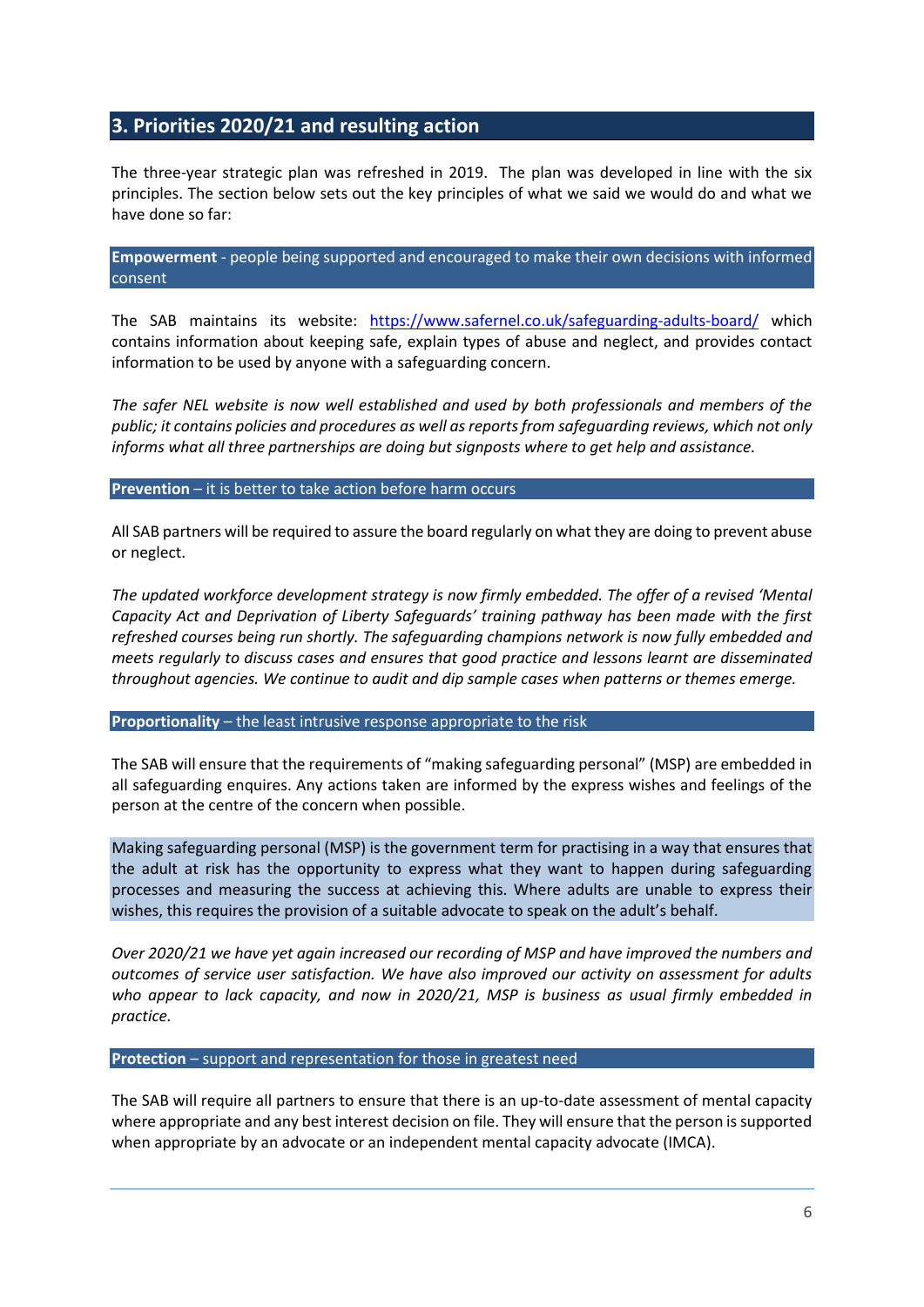## 3. Priorities 2020/21 and resulting action

The three-year strategic plan was refreshed in 2019. The plan was developed in line with the six principles. The section below sets out the key principles of what we said we would do and what we have done so far:

**Empowerment** - people being supported and encouraged to make their own decisions with informed consent

The SAB maintains its website: https://www.safernel.co.uk/safeguarding-adults-board/ which contains information about keeping safe, explain types of abuse and neglect, and provides contact information to be used by anyone with a safeguarding concern.

*The safer NEL website is now well established and used by both professionals and members of the public; it contains policies and procedures as well as reports from safeguarding reviews, which not only informs what all three partnerships are doing but signposts where to get help and assistance.*

**Prevention** – it is better to take action before harm occurs

All SAB partners will be required to assure the board regularly on what they are doing to prevent abuse or neglect.

*The updated workforce development strategy is now firmly embedded. The offer of a revised 'Mental Capacity Act and Deprivation of Liberty Safeguards' training pathway has been made with the first refreshed courses being run shortly. The safeguarding champions network is now fully embedded and meets regularly to discuss cases and ensures that good practice and lessons learnt are disseminated throughout agencies. We continue to audit and dip sample cases when patterns or themes emerge.*

**Proportionality** – the least intrusive response appropriate to the risk

The SAB will ensure that the requirements of "making safeguarding personal" (MSP) are embedded in all safeguarding enquires. Any actions taken are informed by the express wishes and feelings of the person at the centre of the concern when possible.

Making safeguarding personal (MSP) is the government term for practising in a way that ensures that the adult at risk has the opportunity to express what they want to happen during safeguarding processes and measuring the success at achieving this. Where adults are unable to express their wishes, this requires the provision of a suitable advocate to speak on the adult's behalf.

*Over 2020/21 we have yet again increased our recording of MSP and have improved the numbers and outcomes of service user satisfaction. We have also improved our activity on assessment for adults who appear to lack capacity, and now in 2020/21, MSP is business as usual firmly embedded in practice.*

**Protection** – support and representation for those in greatest need

The SAB will require all partners to ensure that there is an up-to-date assessment of mental capacity where appropriate and any best interest decision on file. They will ensure that the person is supported when appropriate by an advocate or an independent mental capacity advocate (IMCA).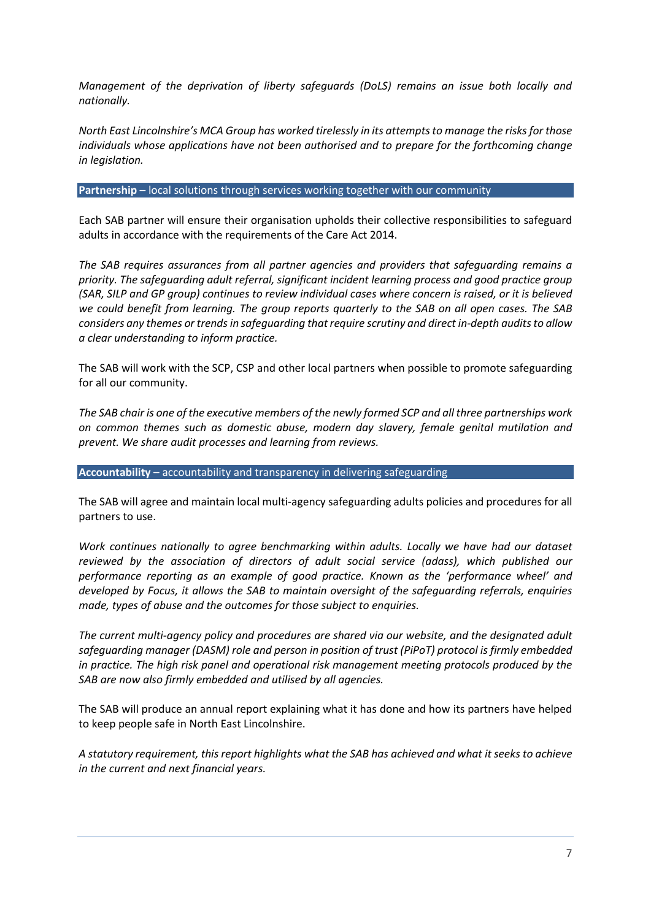*Management of the deprivation of liberty safeguards (DoLS) remains an issue both locally and nationally.*

*North East Lincolnshire's MCA Group has worked tirelessly in its attempts to manage the risks for those individuals whose applications have not been authorised and to prepare for the forthcoming change in legislation.*

**Partnership** – local solutions through services working together with our community

Each SAB partner will ensure their organisation upholds their collective responsibilities to safeguard adults in accordance with the requirements of the Care Act 2014.

*The SAB requires assurances from all partner agencies and providers that safeguarding remains a priority. The safeguarding adult referral, significant incident learning process and good practice group (SAR, SILP and GP group) continues to review individual cases where concern is raised, or it is believed we could benefit from learning. The group reports quarterly to the SAB on all open cases. The SAB considers any themes or trends in safeguarding that require scrutiny and direct in-depth audits to allow a clear understanding to inform practice.*

The SAB will work with the SCP, CSP and other local partners when possible to promote safeguarding for all our community.

*The SAB chair is one of the executive members of the newly formed SCP and all three partnerships work on common themes such as domestic abuse, modern day slavery, female genital mutilation and prevent. We share audit processes and learning from reviews.*

**Accountability** – accountability and transparency in delivering safeguarding

The SAB will agree and maintain local multi-agency safeguarding adults policies and procedures for all partners to use.

*Work continues nationally to agree benchmarking within adults. Locally we have had our dataset reviewed by the association of directors of adult social service (adass), which published our performance reporting as an example of good practice. Known as the 'performance wheel' and developed by Focus, it allows the SAB to maintain oversight of the safeguarding referrals, enquiries made, types of abuse and the outcomes for those subject to enquiries.*

*The current multi-agency policy and procedures are shared via our website, and the designated adult safeguarding manager (DASM) role and person in position of trust (PiPoT) protocol is firmly embedded in practice. The high risk panel and operational risk management meeting protocols produced by the SAB are now also firmly embedded and utilised by all agencies.*

The SAB will produce an annual report explaining what it has done and how its partners have helped to keep people safe in North East Lincolnshire.

*A statutory requirement, this report highlights what the SAB has achieved and what it seeks to achieve in the current and next financial years.*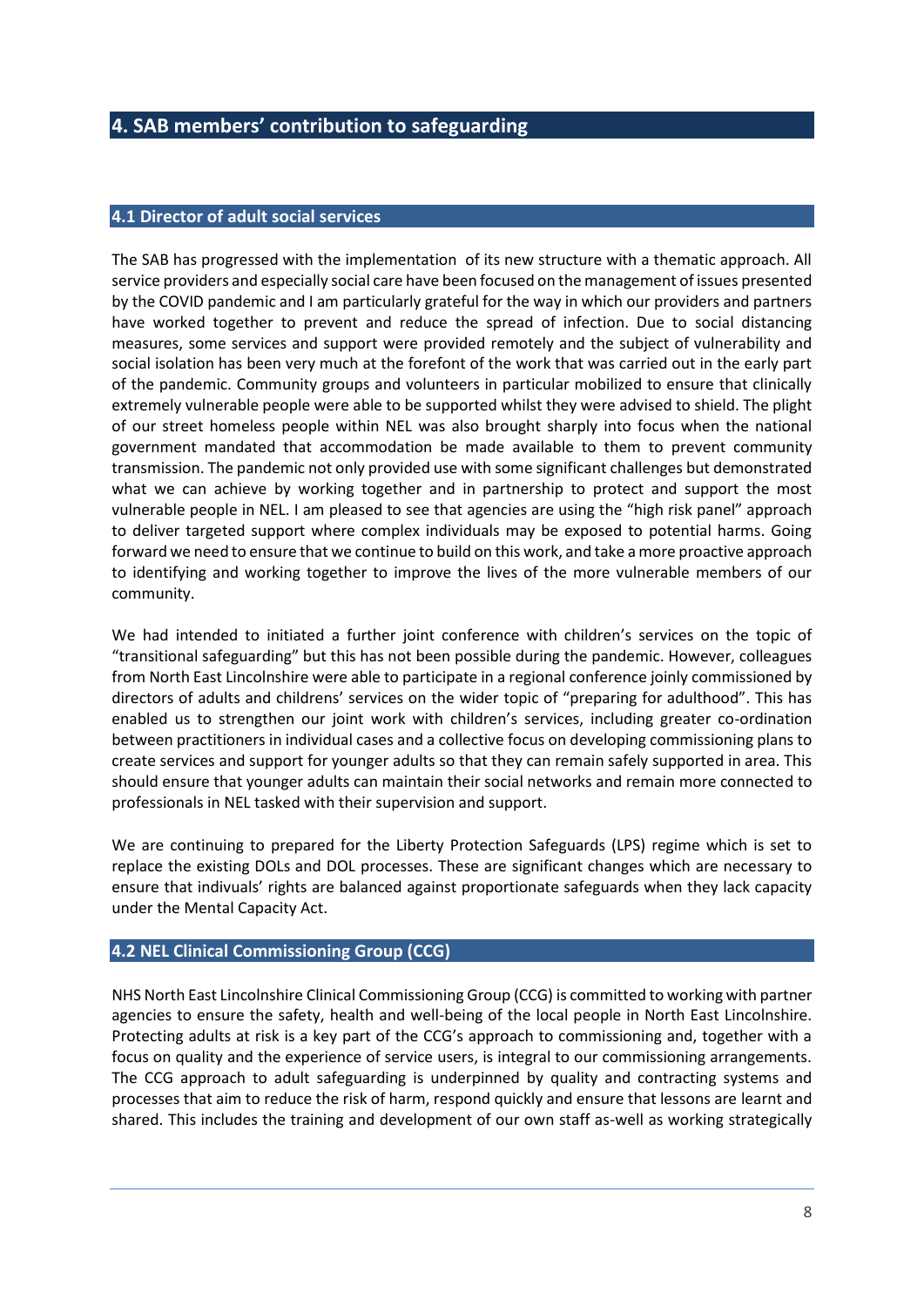## 4. SAB members' contribution to safeguarding

### 4.1 Director of adult social services

The SAB has progressed with the implementation of its new structure with a thematic approach. All service providers and especially social care have been focused on the management of issues presented by the COVID pandemic and I am particularly grateful for the way in which our providers and partners have worked together to prevent and reduce the spread of infection. Due to social distancing measures, some services and support were provided remotely and the subject of vulnerability and social isolation has been very much at the forefont of the work that was carried out in the early part of the pandemic. Community groups and volunteers in particular mobilized to ensure that clinically extremely vulnerable people were able to be supported whilst they were advised to shield. The plight of our street homeless people within NEL was also brought sharply into focus when the national government mandated that accommodation be made available to them to prevent community transmission. The pandemic not only provided use with some significant challenges but demonstrated what we can achieve by working together and in partnership to protect and support the most vulnerable people in NEL. I am pleased to see that agencies are using the "high risk panel" approach to deliver targeted support where complex individuals may be exposed to potential harms. Going forward we need to ensure that we continue to build on this work, and take a more proactive approach to identifying and working together to improve the lives of the more vulnerable members of our community.

We had intended to initiated a further joint conference with children's services on the topic of "transitional safeguarding" but this has not been possible during the pandemic. However, colleagues from North East Lincolnshire were able to participate in a regional conference joinly commissioned by directors of adults and childrens' services on the wider topic of "preparing for adulthood". This has enabled us to strengthen our joint work with children's services, including greater co-ordination between practitioners in individual cases and a collective focus on developing commissioning plans to create services and support for younger adults so that they can remain safely supported in area. This should ensure that younger adults can maintain their social networks and remain more connected to professionals in NEL tasked with their supervision and support.

We are continuing to prepared for the Liberty Protection Safeguards (LPS) regime which is set to replace the existing DOLs and DOL processes. These are significant changes which are necessary to ensure that indivuals' rights are balanced against proportionate safeguards when they lack capacity under the Mental Capacity Act.

### 4.2 NEL Clinical Commissioning Group (CCG)

NHS North East Lincolnshire Clinical Commissioning Group (CCG) is committed to working with partner agencies to ensure the safety, health and well-being of the local people in North East Lincolnshire. Protecting adults at risk is a key part of the CCG's approach to commissioning and, together with a focus on quality and the experience of service users, is integral to our commissioning arrangements. The CCG approach to adult safeguarding is underpinned by quality and contracting systems and processes that aim to reduce the risk of harm, respond quickly and ensure that lessons are learnt and shared. This includes the training and development of our own staff as-well as working strategically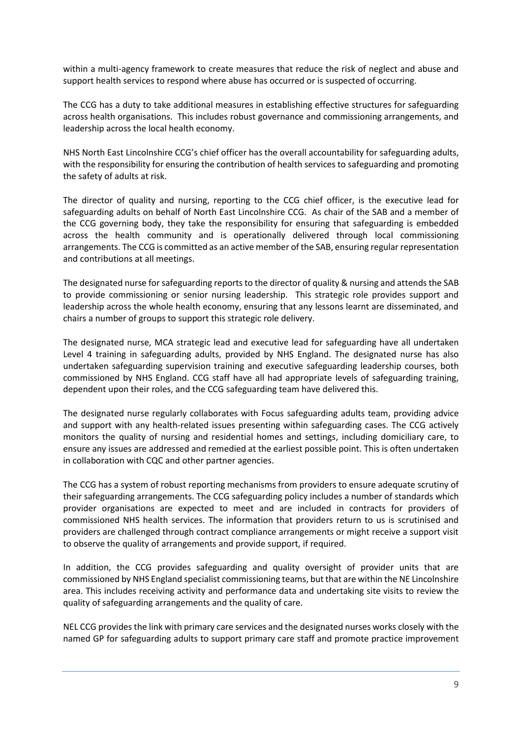within a multi-agency framework to create measures that reduce the risk of neglect and abuse and support health services to respond where abuse has occurred or is suspected of occurring.

The CCG has a duty to take additional measures in establishing effective structures for safeguarding across health organisations. This includes robust governance and commissioning arrangements, and leadership across the local health economy.

NHS North East Lincolnshire CCG's chief officer has the overall accountability for safeguarding adults, with the responsibility for ensuring the contribution of health services to safeguarding and promoting the safety of adults at risk.

The director of quality and nursing, reporting to the CCG chief officer, is the executive lead for safeguarding adults on behalf of North East Lincolnshire CCG. As chair of the SAB and a member of the CCG governing body, they take the responsibility for ensuring that safeguarding is embedded across the health community and is operationally delivered through local commissioning arrangements. The CCG is committed as an active member of the SAB, ensuring regular representation and contributions at all meetings.

The designated nurse for safeguarding reports to the director of quality & nursing and attends the SAB to provide commissioning or senior nursing leadership. This strategic role provides support and leadership across the whole health economy, ensuring that any lessons learnt are disseminated, and chairs a number of groups to support this strategic role delivery.

The designated nurse, MCA strategic lead and executive lead for safeguarding have all undertaken Level 4 training in safeguarding adults, provided by NHS England. The designated nurse has also undertaken safeguarding supervision training and executive safeguarding leadership courses, both commissioned by NHS England. CCG staff have all had appropriate levels of safeguarding training, dependent upon their roles, and the CCG safeguarding team have delivered this.

The designated nurse regularly collaborates with Focus safeguarding adults team, providing advice and support with any health-related issues presenting within safeguarding cases. The CCG actively monitors the quality of nursing and residential homes and settings, including domiciliary care, to ensure any issues are addressed and remedied at the earliest possible point. This is often undertaken in collaboration with CQC and other partner agencies.

The CCG has a system of robust reporting mechanisms from providers to ensure adequate scrutiny of their safeguarding arrangements. The CCG safeguarding policy includes a number of standards which provider organisations are expected to meet and are included in contracts for providers of commissioned NHS health services. The information that providers return to us is scrutinised and providers are challenged through contract compliance arrangements or might receive a support visit to observe the quality of arrangements and provide support, if required.

In addition, the CCG provides safeguarding and quality oversight of provider units that are commissioned by NHS England specialist commissioning teams, but that are within the NE Lincolnshire area. This includes receiving activity and performance data and undertaking site visits to review the quality of safeguarding arrangements and the quality of care.

NEL CCG provides the link with primary care services and the designated nurses works closely with the named GP for safeguarding adults to support primary care staff and promote practice improvement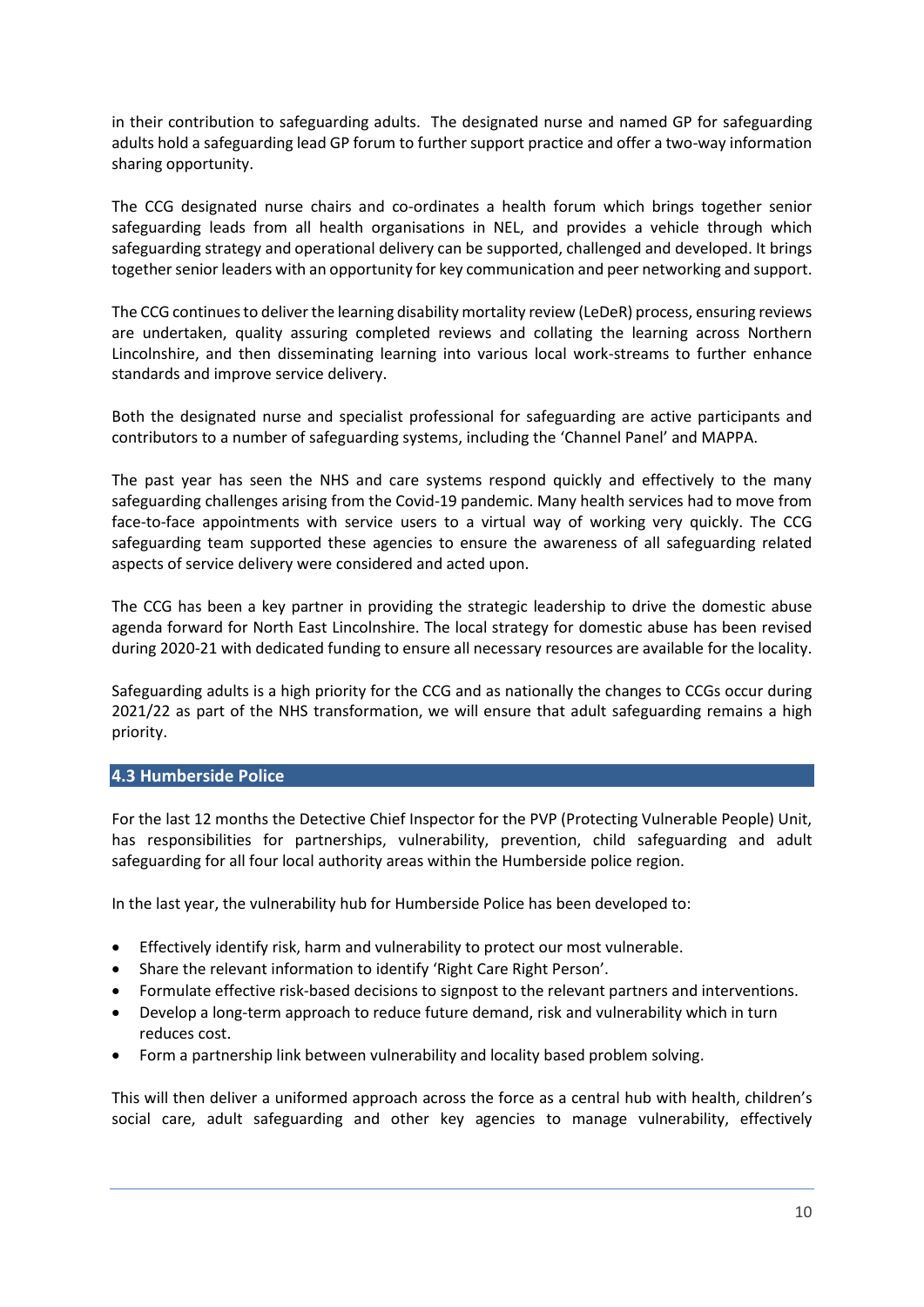in their contribution to safeguarding adults. The designated nurse and named GP for safeguarding adults hold a safeguarding lead GP forum to further support practice and offer a two-way information sharing opportunity.

The CCG designated nurse chairs and co-ordinates a health forum which brings together senior safeguarding leads from all health organisations in NEL, and provides a vehicle through which safeguarding strategy and operational delivery can be supported, challenged and developed. It brings together senior leaders with an opportunity for key communication and peer networking and support.

The CCG continues to deliver the learning disability mortality review (LeDeR) process, ensuring reviews are undertaken, quality assuring completed reviews and collating the learning across Northern Lincolnshire, and then disseminating learning into various local work-streams to further enhance standards and improve service delivery.

Both the designated nurse and specialist professional for safeguarding are active participants and contributors to a number of safeguarding systems, including the 'Channel Panel' and MAPPA.

The past year has seen the NHS and care systems respond quickly and effectively to the many safeguarding challenges arising from the Covid-19 pandemic. Many health services had to move from face-to-face appointments with service users to a virtual way of working very quickly. The CCG safeguarding team supported these agencies to ensure the awareness of all safeguarding related aspects of service delivery were considered and acted upon.

The CCG has been a key partner in providing the strategic leadership to drive the domestic abuse agenda forward for North East Lincolnshire. The local strategy for domestic abuse has been revised during 2020-21 with dedicated funding to ensure all necessary resources are available for the locality.

Safeguarding adults is a high priority for the CCG and as nationally the changes to CCGs occur during 2021/22 as part of the NHS transformation, we will ensure that adult safeguarding remains a high priority.

## 4.3 Humberside Police

For the last 12 months the Detective Chief Inspector for the PVP (Protecting Vulnerable People) Unit, has responsibilities for partnerships, vulnerability, prevention, child safeguarding and adult safeguarding for all four local authority areas within the Humberside police region.

In the last year, the vulnerability hub for Humberside Police has been developed to:

- Effectively identify risk, harm and vulnerability to protect our most vulnerable.
- Share the relevant information to identify 'Right Care Right Person'.
- Formulate effective risk-based decisions to signpost to the relevant partners and interventions.
- Develop a long-term approach to reduce future demand, risk and vulnerability which in turn reduces cost.
- Form a partnership link between vulnerability and locality based problem solving.

This will then deliver a uniformed approach across the force as a central hub with health, children's social care, adult safeguarding and other key agencies to manage vulnerability, effectively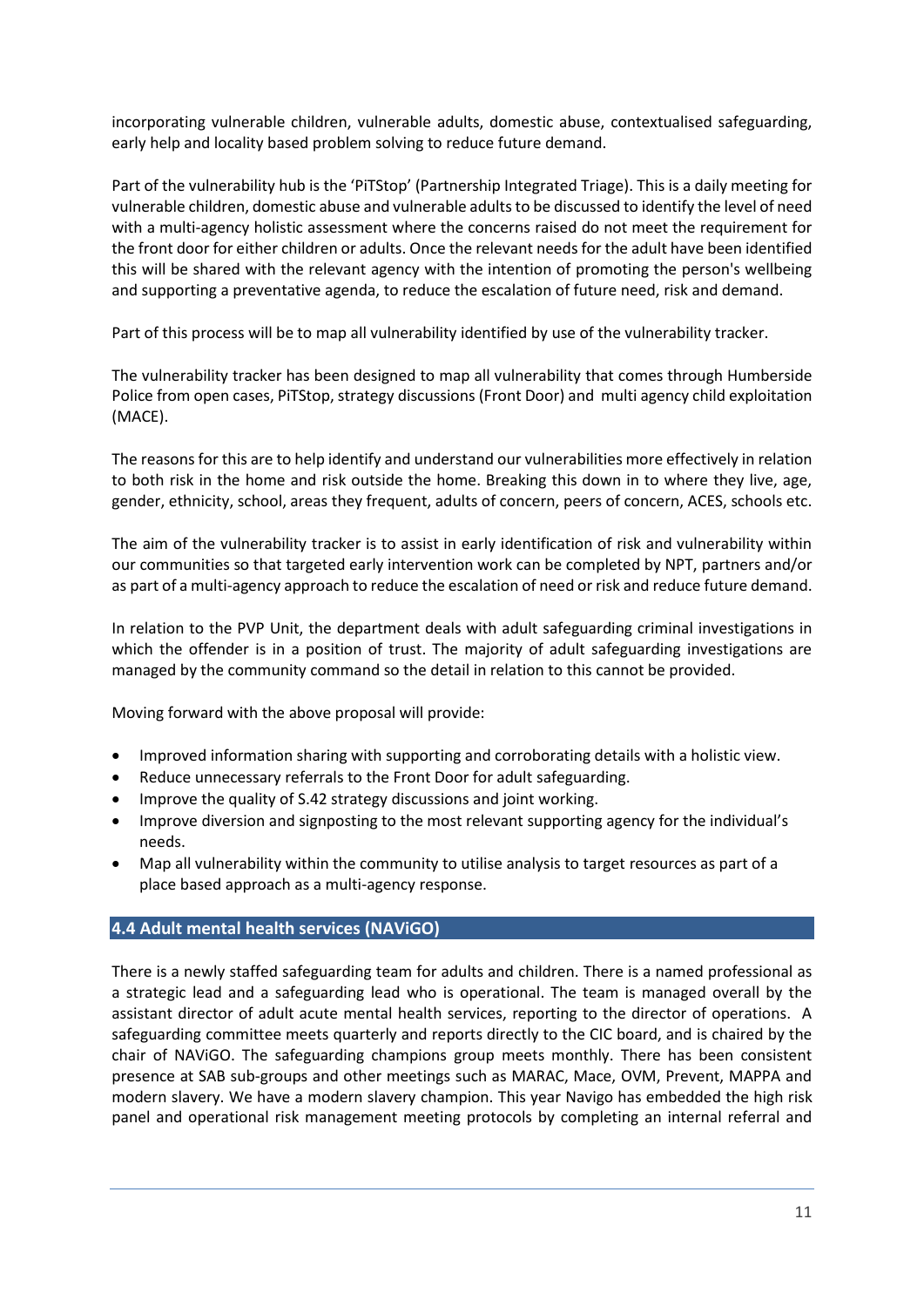incorporating vulnerable children, vulnerable adults, domestic abuse, contextualised safeguarding, early help and locality based problem solving to reduce future demand.

Part of the vulnerability hub is the 'PiTStop' (Partnership Integrated Triage). This is a daily meeting for vulnerable children, domestic abuse and vulnerable adults to be discussed to identify the level of need with a multi-agency holistic assessment where the concerns raised do not meet the requirement for the front door for either children or adults. Once the relevant needs for the adult have been identified this will be shared with the relevant agency with the intention of promoting the person's wellbeing and supporting a preventative agenda, to reduce the escalation of future need, risk and demand.

Part of this process will be to map all vulnerability identified by use of the vulnerability tracker.

The vulnerability tracker has been designed to map all vulnerability that comes through Humberside Police from open cases, PiTStop, strategy discussions (Front Door) and multi agency child exploitation (MACE).

The reasons for this are to help identify and understand our vulnerabilities more effectively in relation to both risk in the home and risk outside the home. Breaking this down in to where they live, age, gender, ethnicity, school, areas they frequent, adults of concern, peers of concern, ACES, schools etc.

The aim of the vulnerability tracker is to assist in early identification of risk and vulnerability within our communities so that targeted early intervention work can be completed by NPT, partners and/or as part of a multi-agency approach to reduce the escalation of need or risk and reduce future demand.

In relation to the PVP Unit, the department deals with adult safeguarding criminal investigations in which the offender is in a position of trust. The majority of adult safeguarding investigations are managed by the community command so the detail in relation to this cannot be provided.

Moving forward with the above proposal will provide:

- Improved information sharing with supporting and corroborating details with a holistic view.
- Reduce unnecessary referrals to the Front Door for adult safeguarding.
- Improve the quality of S.42 strategy discussions and joint working.
- Improve diversion and signposting to the most relevant supporting agency for the individual's needs.
- Map all vulnerability within the community to utilise analysis to target resources as part of a place based approach as a multi-agency response.

## 4.4 Adult mental health services (NAViGO)

There is a newly staffed safeguarding team for adults and children. There is a named professional as a strategic lead and a safeguarding lead who is operational. The team is managed overall by the assistant director of adult acute mental health services, reporting to the director of operations. A safeguarding committee meets quarterly and reports directly to the CIC board, and is chaired by the chair of NAViGO. The safeguarding champions group meets monthly. There has been consistent presence at SAB sub-groups and other meetings such as MARAC, Mace, OVM, Prevent, MAPPA and modern slavery. We have a modern slavery champion. This year Navigo has embedded the high risk panel and operational risk management meeting protocols by completing an internal referral and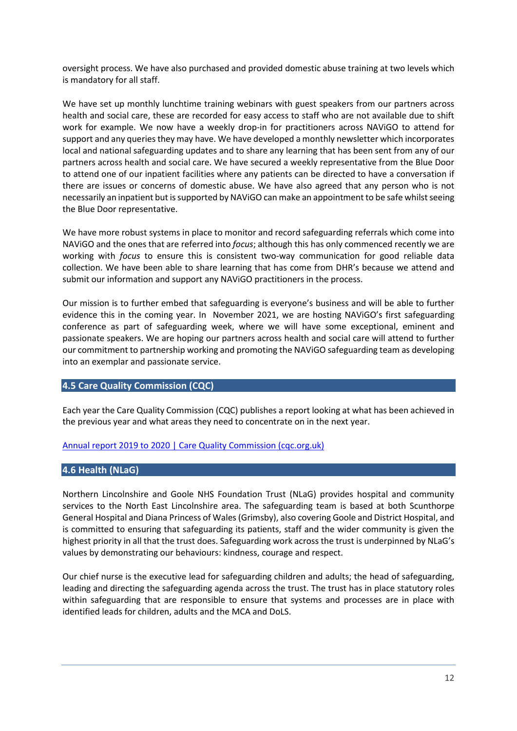oversight process. We have also purchased and provided domestic abuse training at two levels which is mandatory for all staff.

We have set up monthly lunchtime training webinars with guest speakers from our partners across health and social care, these are recorded for easy access to staff who are not available due to shift work for example. We now have a weekly drop-in for practitioners across NAViGO to attend for support and any queries they may have. We have developed a monthly newsletter which incorporates local and national safeguarding updates and to share any learning that has been sent from any of our partners across health and social care. We have secured a weekly representative from the Blue Door to attend one of our inpatient facilities where any patients can be directed to have a conversation if there are issues or concerns of domestic abuse. We have also agreed that any person who is not necessarily an inpatient but is supported by NAViGO can make an appointment to be safe whilst seeing the Blue Door representative.

We have more robust systems in place to monitor and record safeguarding referrals which come into NAViGO and the ones that are referred into *focus*; although this has only commenced recently we are working with *focus* to ensure this is consistent two-way communication for good reliable data collection. We have been able to share learning that has come from DHR's because we attend and submit our information and support any NAViGO practitioners in the process.

Our mission is to further embed that safeguarding is everyone's business and will be able to further evidence this in the coming year. In November 2021, we are hosting NAViGO's first safeguarding conference as part of safeguarding week, where we will have some exceptional, eminent and passionate speakers. We are hoping our partners across health and social care will attend to further our commitment to partnership working and promoting the NAViGO safeguarding team as developing into an exemplar and passionate service.

## 4.5 Care Quality Commission (CQC)

Each year the Care Quality Commission (CQC) publishes a report looking at what has been achieved in the previous year and what areas they need to concentrate on in the next year.

[Annual report 2019 to 2020 | Care Quality Commission (cqc.org.uk)]

## 4.6 Health (NLaG)

Northern Lincolnshire and Goole NHS Foundation Trust (NLaG) provides hospital and community services to the North East Lincolnshire area. The safeguarding team is based at both Scunthorpe General Hospital and Diana Princess of Wales (Grimsby), also covering Goole and District Hospital, and is committed to ensuring that safeguarding its patients, staff and the wider community is given the highest priority in all that the trust does. Safeguarding work across the trust is underpinned by NLaG's values by demonstrating our behaviours: kindness, courage and respect.

Our chief nurse is the executive lead for safeguarding children and adults; the head of safeguarding, leading and directing the safeguarding agenda across the trust. The trust has in place statutory roles within safeguarding that are responsible to ensure that systems and processes are in place with identified leads for children, adults and the MCA and DoLS.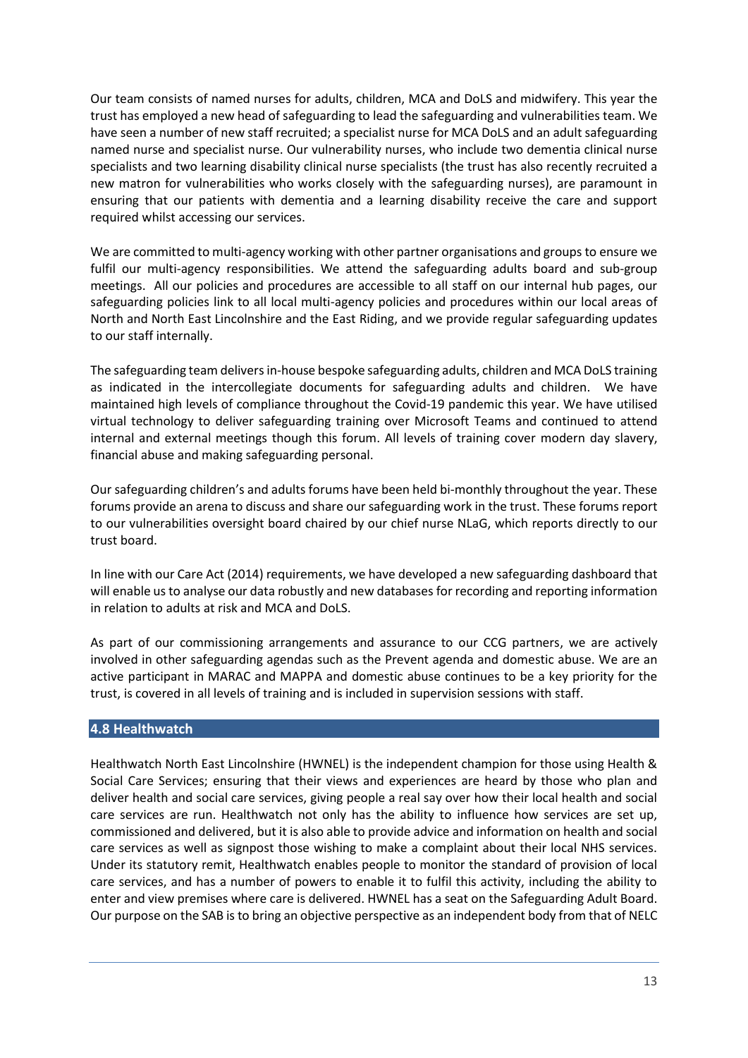Our team consists of named nurses for adults, children, MCA and DoLS and midwifery. This year the trust has employed a new head of safeguarding to lead the safeguarding and vulnerabilities team. We have seen a number of new staff recruited; a specialist nurse for MCA DoLS and an adult safeguarding named nurse and specialist nurse. Our vulnerability nurses, who include two dementia clinical nurse specialists and two learning disability clinical nurse specialists (the trust has also recently recruited a new matron for vulnerabilities who works closely with the safeguarding nurses), are paramount in ensuring that our patients with dementia and a learning disability receive the care and support required whilst accessing our services.

We are committed to multi-agency working with other partner organisations and groups to ensure we fulfil our multi-agency responsibilities. We attend the safeguarding adults board and sub-group meetings. All our policies and procedures are accessible to all staff on our internal hub pages, our safeguarding policies link to all local multi-agency policies and procedures within our local areas of North and North East Lincolnshire and the East Riding, and we provide regular safeguarding updates to our staff internally.

The safeguarding team delivers in-house bespoke safeguarding adults, children and MCA DoLS training as indicated in the intercollegiate documents for safeguarding adults and children. We have maintained high levels of compliance throughout the Covid-19 pandemic this year. We have utilised virtual technology to deliver safeguarding training over Microsoft Teams and continued to attend internal and external meetings though this forum. All levels of training cover modern day slavery, financial abuse and making safeguarding personal.

Our safeguarding children's and adults forums have been held bi-monthly throughout the year. These forums provide an arena to discuss and share our safeguarding work in the trust. These forums report to our vulnerabilities oversight board chaired by our chief nurse NLaG, which reports directly to our trust board.

In line with our Care Act (2014) requirements, we have developed a new safeguarding dashboard that will enable us to analyse our data robustly and new databases for recording and reporting information in relation to adults at risk and MCA and DoLS.

As part of our commissioning arrangements and assurance to our CCG partners, we are actively involved in other safeguarding agendas such as the Prevent agenda and domestic abuse. We are an active participant in MARAC and MAPPA and domestic abuse continues to be a key priority for the trust, is covered in all levels of training and is included in supervision sessions with staff.

## 4.8 Healthwatch

Healthwatch North East Lincolnshire (HWNEL) is the independent champion for those using Health & Social Care Services; ensuring that their views and experiences are heard by those who plan and deliver health and social care services, giving people a real say over how their local health and social care services are run. Healthwatch not only has the ability to influence how services are set up, commissioned and delivered, but it is also able to provide advice and information on health and social care services as well as signpost those wishing to make a complaint about their local NHS services. Under its statutory remit, Healthwatch enables people to monitor the standard of provision of local care services, and has a number of powers to enable it to fulfil this activity, including the ability to enter and view premises where care is delivered. HWNEL has a seat on the Safeguarding Adult Board. Our purpose on the SAB is to bring an objective perspective as an independent body from that of NELC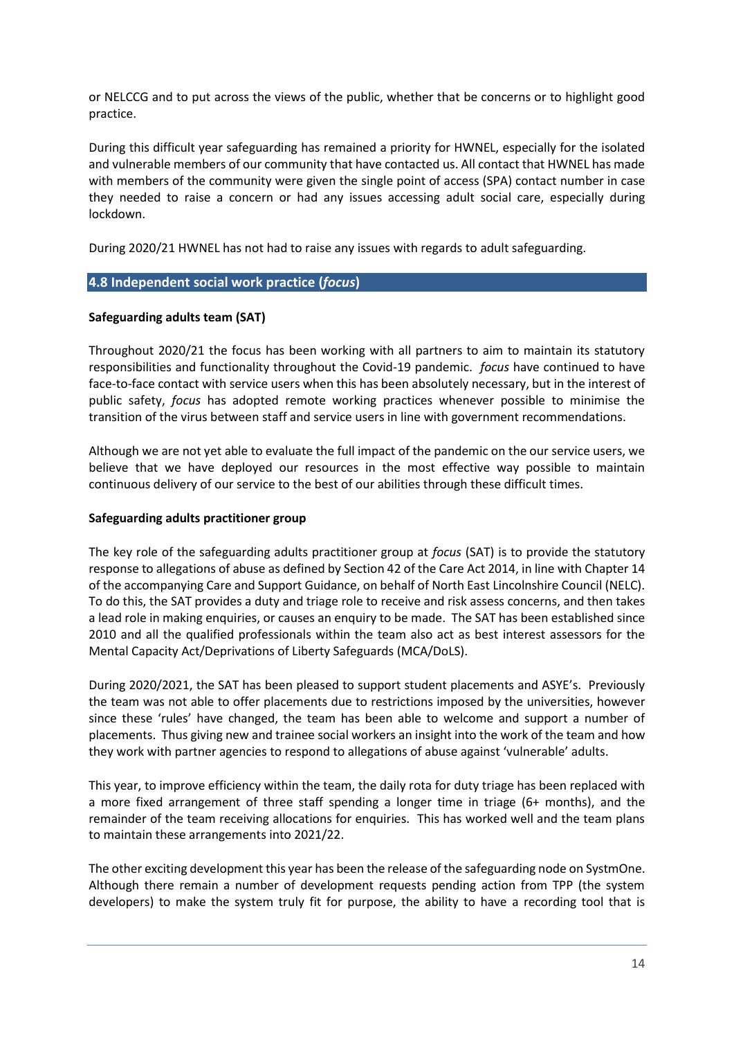or NELCCG and to put across the views of the public, whether that be concerns or to highlight good practice.

During this difficult year safeguarding has remained a priority for HWNEL, especially for the isolated and vulnerable members of our community that have contacted us. All contact that HWNEL has made with members of the community were given the single point of access (SPA) contact number in case they needed to raise a concern or had any issues accessing adult social care, especially during lockdown.

During 2020/21 HWNEL has not had to raise any issues with regards to adult safeguarding.

## 4.8 Independent social work practice (*focus*)

**Safeguarding adults team (SAT)**

Throughout 2020/21 the focus has been working with all partners to aim to maintain its statutory responsibilities and functionality throughout the Covid-19 pandemic. *focus* have continued to have face-to-face contact with service users when this has been absolutely necessary, but in the interest of public safety, *focus* has adopted remote working practices whenever possible to minimise the transition of the virus between staff and service users in line with government recommendations.

Although we are not yet able to evaluate the full impact of the pandemic on the our service users, we believe that we have deployed our resources in the most effective way possible to maintain continuous delivery of our service to the best of our abilities through these difficult times.

**Safeguarding adults practitioner group**

The key role of the safeguarding adults practitioner group at *focus* (SAT) is to provide the statutory response to allegations of abuse as defined by Section 42 of the Care Act 2014, in line with Chapter 14 of the accompanying Care and Support Guidance, on behalf of North East Lincolnshire Council (NELC). To do this, the SAT provides a duty and triage role to receive and risk assess concerns, and then takes a lead role in making enquiries, or causes an enquiry to be made. The SAT has been established since 2010 and all the qualified professionals within the team also act as best interest assessors for the Mental Capacity Act/Deprivations of Liberty Safeguards (MCA/DoLS).

During 2020/2021, the SAT has been pleased to support student placements and ASYE's. Previously the team was not able to offer placements due to restrictions imposed by the universities, however since these 'rules' have changed, the team has been able to welcome and support a number of placements. Thus giving new and trainee social workers an insight into the work of the team and how they work with partner agencies to respond to allegations of abuse against 'vulnerable' adults.

This year, to improve efficiency within the team, the daily rota for duty triage has been replaced with a more fixed arrangement of three staff spending a longer time in triage (6+ months), and the remainder of the team receiving allocations for enquiries. This has worked well and the team plans to maintain these arrangements into 2021/22.

The other exciting development this year has been the release of the safeguarding node on SystmOne. Although there remain a number of development requests pending action from TPP (the system developers) to make the system truly fit for purpose, the ability to have a recording tool that is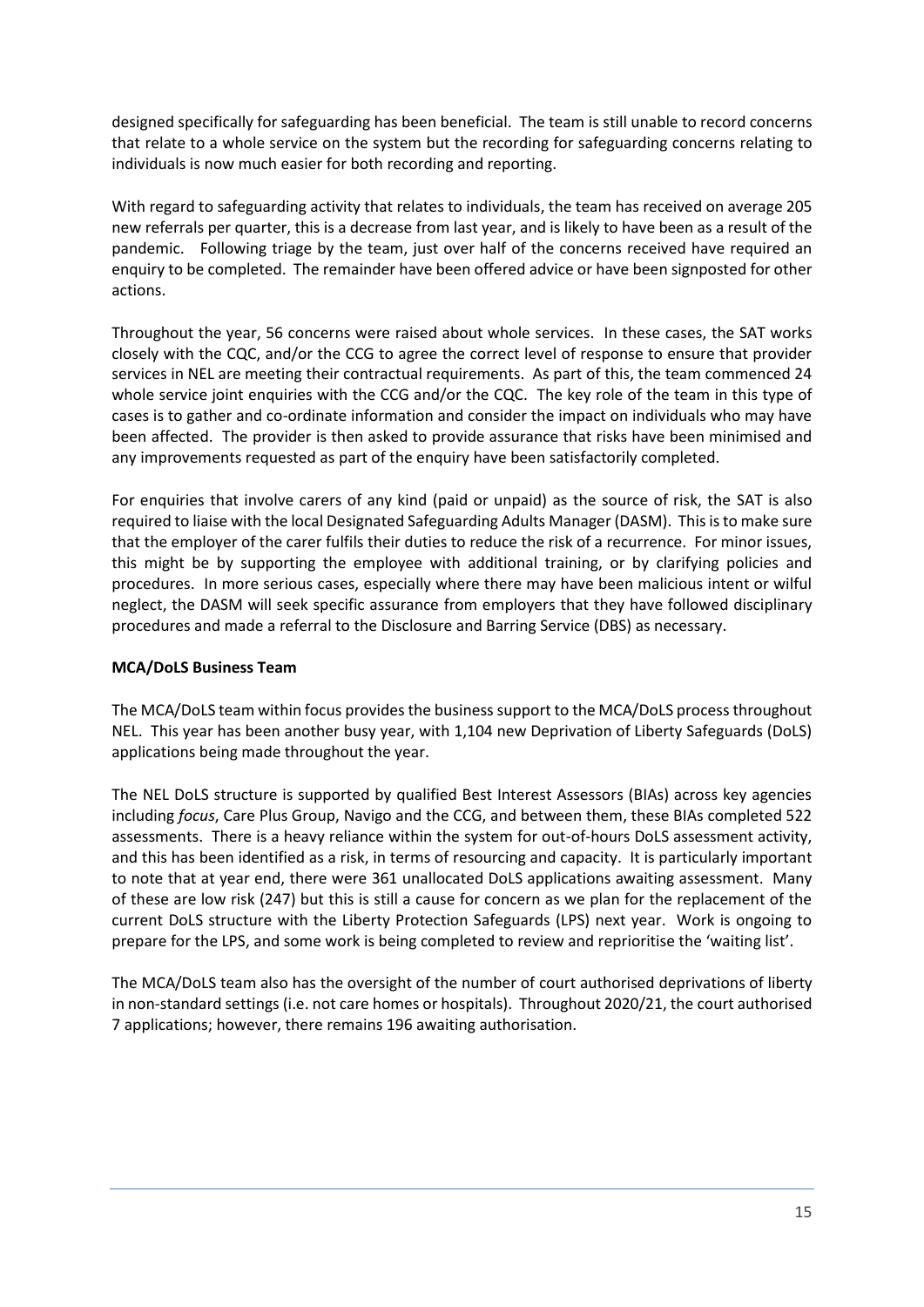designed specifically for safeguarding has been beneficial. The team is still unable to record concerns that relate to a whole service on the system but the recording for safeguarding concerns relating to individuals is now much easier for both recording and reporting.

With regard to safeguarding activity that relates to individuals, the team has received on average 205 new referrals per quarter, this is a decrease from last year, and is likely to have been as a result of the pandemic. Following triage by the team, just over half of the concerns received have required an enquiry to be completed. The remainder have been offered advice or have been signposted for other actions.

Throughout the year, 56 concerns were raised about whole services. In these cases, the SAT works closely with the CQC, and/or the CCG to agree the correct level of response to ensure that provider services in NEL are meeting their contractual requirements. As part of this, the team commenced 24 whole service joint enquiries with the CCG and/or the CQC. The key role of the team in this type of cases is to gather and co-ordinate information and consider the impact on individuals who may have been affected. The provider is then asked to provide assurance that risks have been minimised and any improvements requested as part of the enquiry have been satisfactorily completed.

For enquiries that involve carers of any kind (paid or unpaid) as the source of risk, the SAT is also required to liaise with the local Designated Safeguarding Adults Manager (DASM). This is to make sure that the employer of the carer fulfils their duties to reduce the risk of a recurrence. For minor issues, this might be by supporting the employee with additional training, or by clarifying policies and procedures. In more serious cases, especially where there may have been malicious intent or wilful neglect, the DASM will seek specific assurance from employers that they have followed disciplinary procedures and made a referral to the Disclosure and Barring Service (DBS) as necessary.

**MCA/DoLS Business Team**

The MCA/DoLS team within focus provides the business support to the MCA/DoLS process throughout NEL. This year has been another busy year, with 1,104 new Deprivation of Liberty Safeguards (DoLS) applications being made throughout the year.

The NEL DoLS structure is supported by qualified Best Interest Assessors (BIAs) across key agencies including *focus*, Care Plus Group, Navigo and the CCG, and between them, these BIAs completed 522 assessments. There is a heavy reliance within the system for out-of-hours DoLS assessment activity, and this has been identified as a risk, in terms of resourcing and capacity. It is particularly important to note that at year end, there were 361 unallocated DoLS applications awaiting assessment. Many of these are low risk (247) but this is still a cause for concern as we plan for the replacement of the current DoLS structure with the Liberty Protection Safeguards (LPS) next year. Work is ongoing to prepare for the LPS, and some work is being completed to review and reprioritise the 'waiting list'.

The MCA/DoLS team also has the oversight of the number of court authorised deprivations of liberty in non-standard settings (i.e. not care homes or hospitals). Throughout 2020/21, the court authorised 7 applications; however, there remains 196 awaiting authorisation.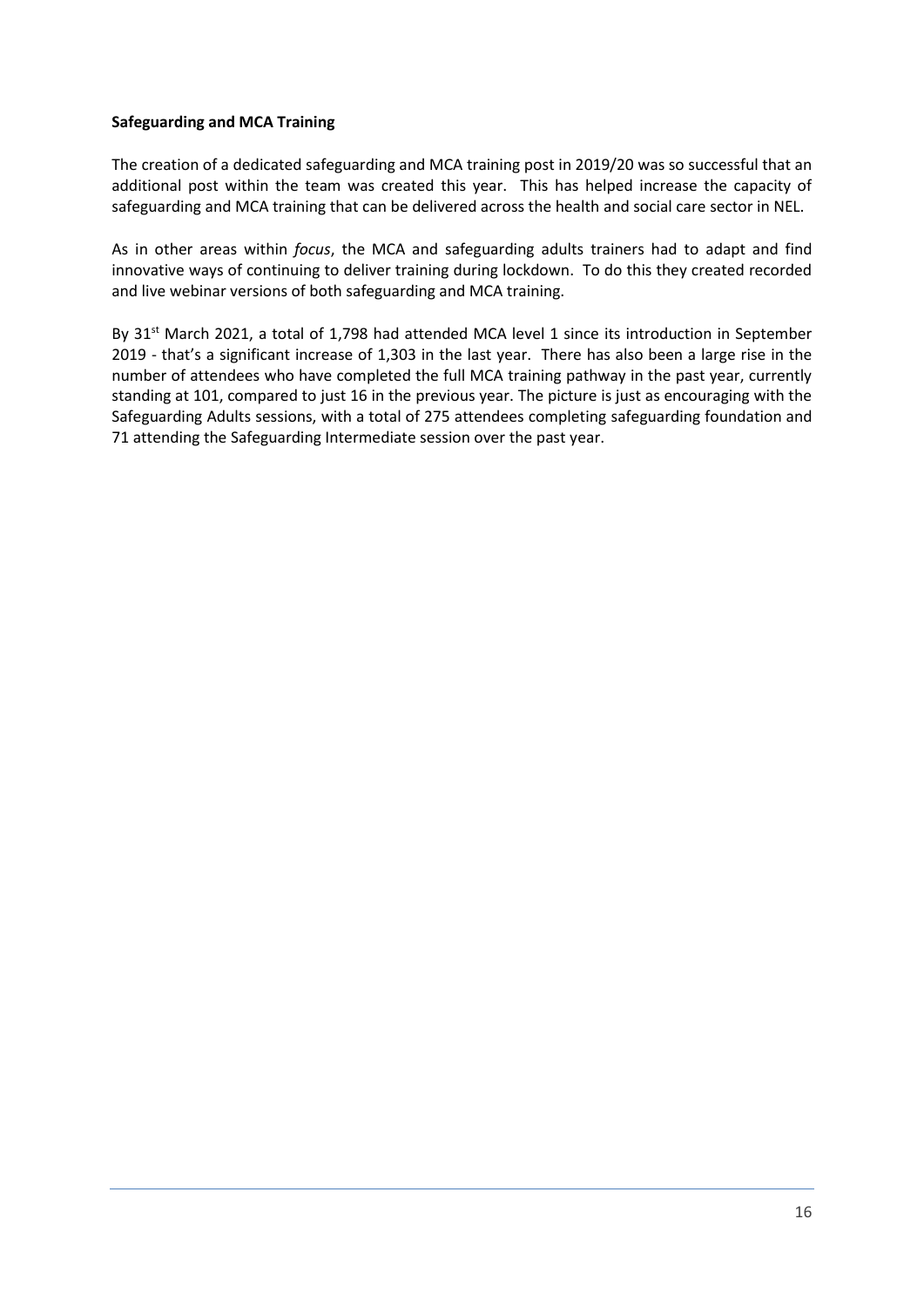**Safeguarding and MCA Training**

The creation of a dedicated safeguarding and MCA training post in 2019/20 was so successful that an additional post within the team was created this year. This has helped increase the capacity of safeguarding and MCA training that can be delivered across the health and social care sector in NEL.

As in other areas within *focus*, the MCA and safeguarding adults trainers had to adapt and find innovative ways of continuing to deliver training during lockdown. To do this they created recorded and live webinar versions of both safeguarding and MCA training.

By 31st March 2021, a total of 1,798 had attended MCA level 1 since its introduction in September 2019 - that's a significant increase of 1,303 in the last year. There has also been a large rise in the number of attendees who have completed the full MCA training pathway in the past year, currently standing at 101, compared to just 16 in the previous year. The picture is just as encouraging with the Safeguarding Adults sessions, with a total of 275 attendees completing safeguarding foundation and 71 attending the Safeguarding Intermediate session over the past year.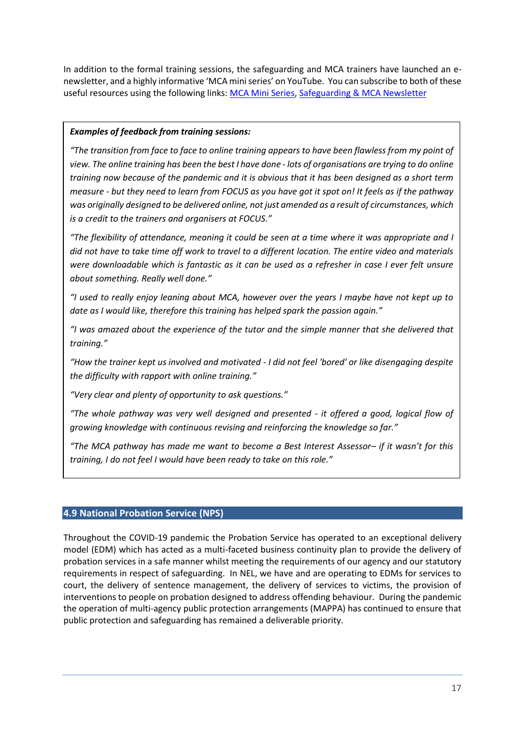In addition to the formal training sessions, the safeguarding and MCA trainers have launched an e-newsletter, and a highly informative 'MCA mini series' on YouTube. You can subscribe to both of these useful resources using the following links: MCA Mini Series, Safeguarding & MCA Newsletter

> ***Examples of feedback from training sessions:***
>
> *"The transition from face to face to online training appears to have been flawless from my point of view. The online training has been the best I have done - lots of organisations are trying to do online training now because of the pandemic and it is obvious that it has been designed as a short term measure - but they need to learn from FOCUS as you have got it spot on! It feels as if the pathway was originally designed to be delivered online, not just amended as a result of circumstances, which is a credit to the trainers and organisers at FOCUS."*
>
> *"The flexibility of attendance, meaning it could be seen at a time where it was appropriate and I did not have to take time off work to travel to a different location. The entire video and materials were downloadable which is fantastic as it can be used as a refresher in case I ever felt unsure about something. Really well done."*
>
> *"I used to really enjoy leaning about MCA, however over the years I maybe have not kept up to date as I would like, therefore this training has helped spark the passion again."*
>
> *"I was amazed about the experience of the tutor and the simple manner that she delivered that training."*
>
> *"How the trainer kept us involved and motivated - I did not feel 'bored' or like disengaging despite the difficulty with rapport with online training."*
>
> *"Very clear and plenty of opportunity to ask questions."*
>
> *"The whole pathway was very well designed and presented - it offered a good, logical flow of growing knowledge with continuous revising and reinforcing the knowledge so far."*
>
> *"The MCA pathway has made me want to become a Best Interest Assessor– if it wasn't for this training, I do not feel I would have been ready to take on this role."*

## 4.9 National Probation Service (NPS)

Throughout the COVID-19 pandemic the Probation Service has operated to an exceptional delivery model (EDM) which has acted as a multi-faceted business continuity plan to provide the delivery of probation services in a safe manner whilst meeting the requirements of our agency and our statutory requirements in respect of safeguarding. In NEL, we have and are operating to EDMs for services to court, the delivery of sentence management, the delivery of services to victims, the provision of interventions to people on probation designed to address offending behaviour. During the pandemic the operation of multi-agency public protection arrangements (MAPPA) has continued to ensure that public protection and safeguarding has remained a deliverable priority.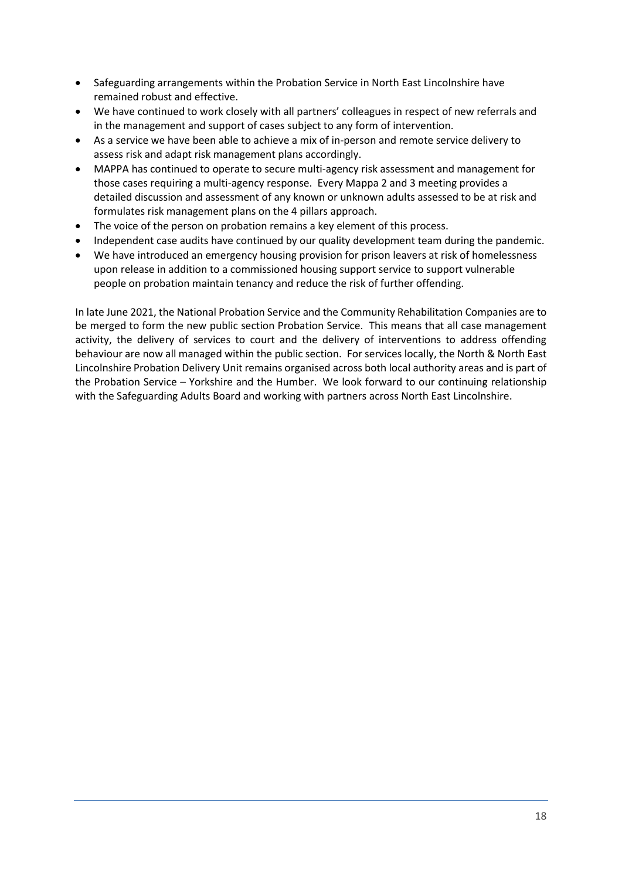- Safeguarding arrangements within the Probation Service in North East Lincolnshire have remained robust and effective.
- We have continued to work closely with all partners' colleagues in respect of new referrals and in the management and support of cases subject to any form of intervention.
- As a service we have been able to achieve a mix of in-person and remote service delivery to assess risk and adapt risk management plans accordingly.
- MAPPA has continued to operate to secure multi-agency risk assessment and management for those cases requiring a multi-agency response. Every Mappa 2 and 3 meeting provides a detailed discussion and assessment of any known or unknown adults assessed to be at risk and formulates risk management plans on the 4 pillars approach.
- The voice of the person on probation remains a key element of this process.
- Independent case audits have continued by our quality development team during the pandemic.
- We have introduced an emergency housing provision for prison leavers at risk of homelessness upon release in addition to a commissioned housing support service to support vulnerable people on probation maintain tenancy and reduce the risk of further offending.

In late June 2021, the National Probation Service and the Community Rehabilitation Companies are to be merged to form the new public section Probation Service. This means that all case management activity, the delivery of services to court and the delivery of interventions to address offending behaviour are now all managed within the public section. For services locally, the North & North East Lincolnshire Probation Delivery Unit remains organised across both local authority areas and is part of the Probation Service – Yorkshire and the Humber. We look forward to our continuing relationship with the Safeguarding Adults Board and working with partners across North East Lincolnshire.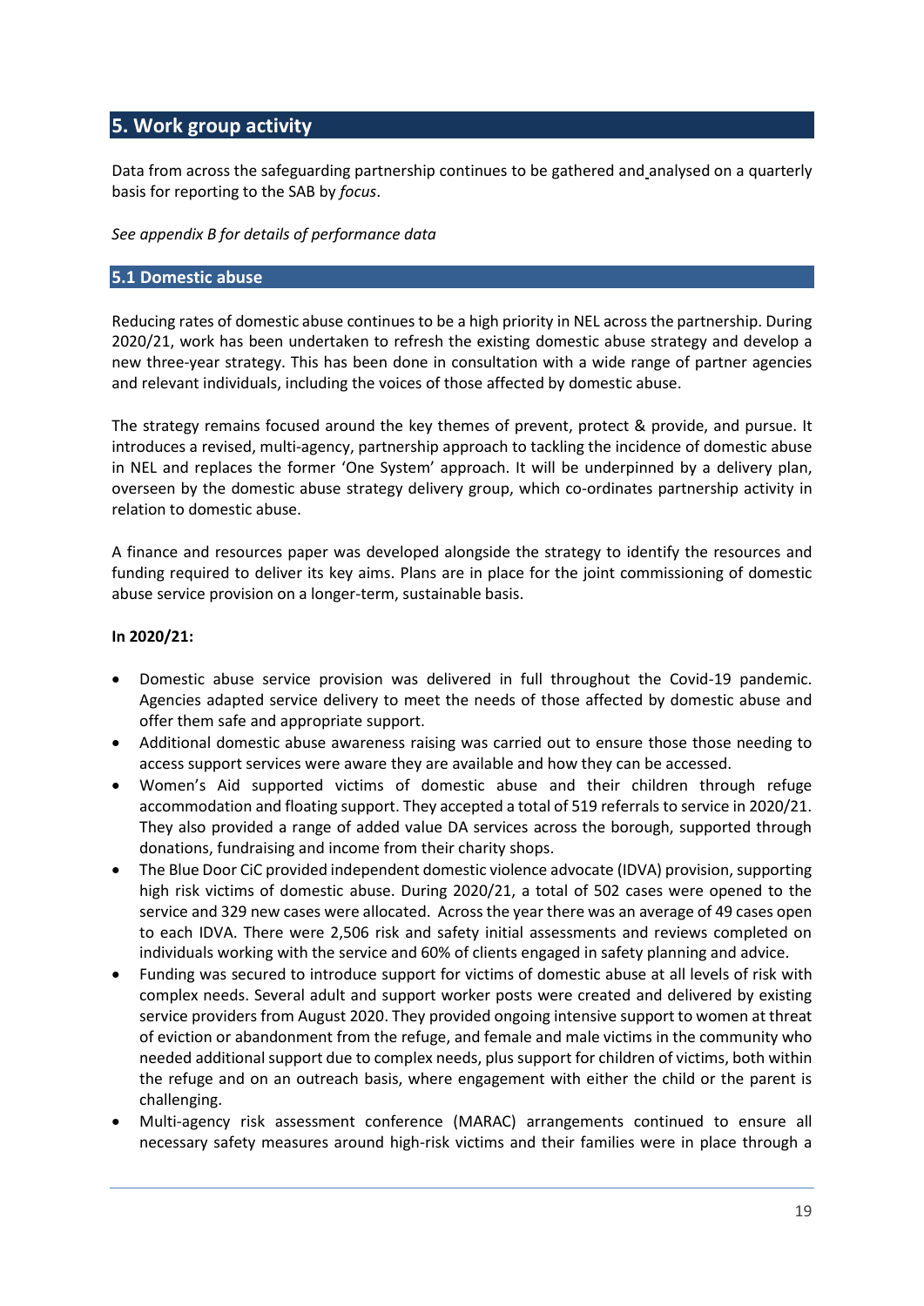## 5. Work group activity

Data from across the safeguarding partnership continues to be gathered and analysed on a quarterly basis for reporting to the SAB by *focus*.

*See appendix B for details of performance data*

### 5.1 Domestic abuse

Reducing rates of domestic abuse continues to be a high priority in NEL across the partnership. During 2020/21, work has been undertaken to refresh the existing domestic abuse strategy and develop a new three-year strategy. This has been done in consultation with a wide range of partner agencies and relevant individuals, including the voices of those affected by domestic abuse.

The strategy remains focused around the key themes of prevent, protect & provide, and pursue. It introduces a revised, multi-agency, partnership approach to tackling the incidence of domestic abuse in NEL and replaces the former 'One System' approach. It will be underpinned by a delivery plan, overseen by the domestic abuse strategy delivery group, which co-ordinates partnership activity in relation to domestic abuse.

A finance and resources paper was developed alongside the strategy to identify the resources and funding required to deliver its key aims. Plans are in place for the joint commissioning of domestic abuse service provision on a longer-term, sustainable basis.

**In 2020/21:**

- Domestic abuse service provision was delivered in full throughout the Covid-19 pandemic. Agencies adapted service delivery to meet the needs of those affected by domestic abuse and offer them safe and appropriate support.
- Additional domestic abuse awareness raising was carried out to ensure those those needing to access support services were aware they are available and how they can be accessed.
- Women's Aid supported victims of domestic abuse and their children through refuge accommodation and floating support. They accepted a total of 519 referrals to service in 2020/21. They also provided a range of added value DA services across the borough, supported through donations, fundraising and income from their charity shops.
- The Blue Door CiC provided independent domestic violence advocate (IDVA) provision, supporting high risk victims of domestic abuse. During 2020/21, a total of 502 cases were opened to the service and 329 new cases were allocated. Across the year there was an average of 49 cases open to each IDVA. There were 2,506 risk and safety initial assessments and reviews completed on individuals working with the service and 60% of clients engaged in safety planning and advice.
- Funding was secured to introduce support for victims of domestic abuse at all levels of risk with complex needs. Several adult and support worker posts were created and delivered by existing service providers from August 2020. They provided ongoing intensive support to women at threat of eviction or abandonment from the refuge, and female and male victims in the community who needed additional support due to complex needs, plus support for children of victims, both within the refuge and on an outreach basis, where engagement with either the child or the parent is challenging.
- Multi-agency risk assessment conference (MARAC) arrangements continued to ensure all necessary safety measures around high-risk victims and their families were in place through a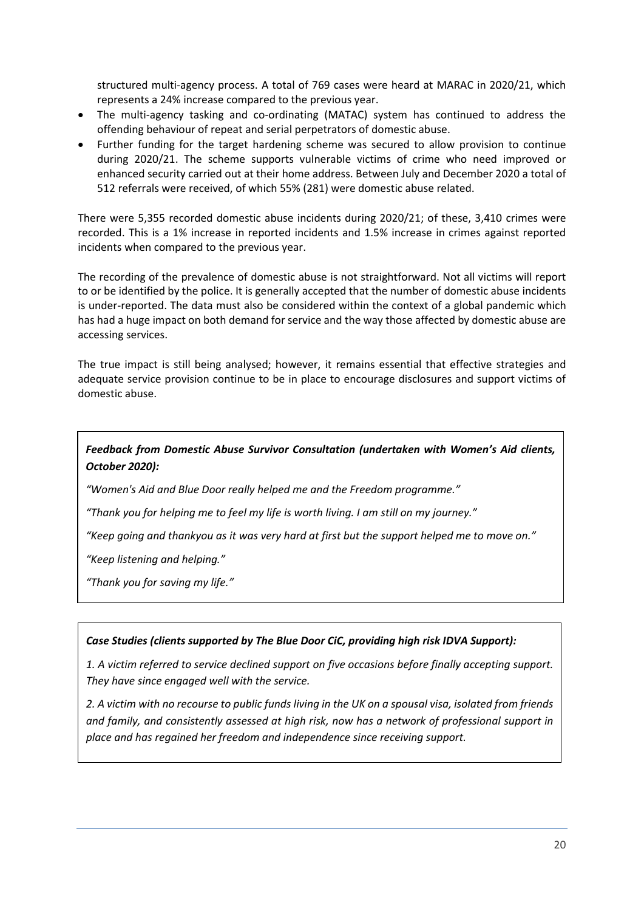structured multi-agency process. A total of 769 cases were heard at MARAC in 2020/21, which represents a 24% increase compared to the previous year.

- The multi-agency tasking and co-ordinating (MATAC) system has continued to address the offending behaviour of repeat and serial perpetrators of domestic abuse.
- Further funding for the target hardening scheme was secured to allow provision to continue during 2020/21. The scheme supports vulnerable victims of crime who need improved or enhanced security carried out at their home address. Between July and December 2020 a total of 512 referrals were received, of which 55% (281) were domestic abuse related.

There were 5,355 recorded domestic abuse incidents during 2020/21; of these, 3,410 crimes were recorded. This is a 1% increase in reported incidents and 1.5% increase in crimes against reported incidents when compared to the previous year.

The recording of the prevalence of domestic abuse is not straightforward. Not all victims will report to or be identified by the police. It is generally accepted that the number of domestic abuse incidents is under-reported. The data must also be considered within the context of a global pandemic which has had a huge impact on both demand for service and the way those affected by domestic abuse are accessing services.

The true impact is still being analysed; however, it remains essential that effective strategies and adequate service provision continue to be in place to encourage disclosures and support victims of domestic abuse.

***Feedback from Domestic Abuse Survivor Consultation (undertaken with Women's Aid clients, October 2020):***

*"Women's Aid and Blue Door really helped me and the Freedom programme."*

*"Thank you for helping me to feel my life is worth living. I am still on my journey."*

*"Keep going and thankyou as it was very hard at first but the support helped me to move on."*

*"Keep listening and helping."*

*"Thank you for saving my life."*

***Case Studies (clients supported by The Blue Door CiC, providing high risk IDVA Support):***

*1. A victim referred to service declined support on five occasions before finally accepting support. They have since engaged well with the service.*

*2. A victim with no recourse to public funds living in the UK on a spousal visa, isolated from friends and family, and consistently assessed at high risk, now has a network of professional support in place and has regained her freedom and independence since receiving support.*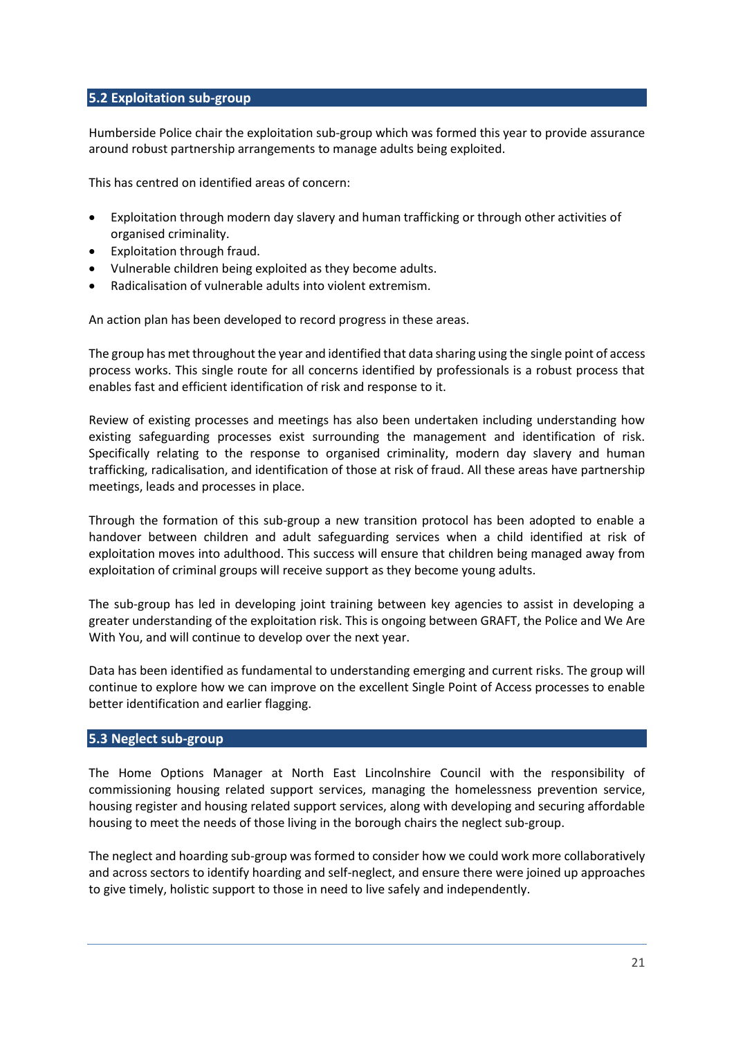## 5.2 Exploitation sub-group

Humberside Police chair the exploitation sub-group which was formed this year to provide assurance around robust partnership arrangements to manage adults being exploited.

This has centred on identified areas of concern:

- Exploitation through modern day slavery and human trafficking or through other activities of organised criminality.
- Exploitation through fraud.
- Vulnerable children being exploited as they become adults.
- Radicalisation of vulnerable adults into violent extremism.

An action plan has been developed to record progress in these areas.

The group has met throughout the year and identified that data sharing using the single point of access process works. This single route for all concerns identified by professionals is a robust process that enables fast and efficient identification of risk and response to it.

Review of existing processes and meetings has also been undertaken including understanding how existing safeguarding processes exist surrounding the management and identification of risk. Specifically relating to the response to organised criminality, modern day slavery and human trafficking, radicalisation, and identification of those at risk of fraud. All these areas have partnership meetings, leads and processes in place.

Through the formation of this sub-group a new transition protocol has been adopted to enable a handover between children and adult safeguarding services when a child identified at risk of exploitation moves into adulthood. This success will ensure that children being managed away from exploitation of criminal groups will receive support as they become young adults.

The sub-group has led in developing joint training between key agencies to assist in developing a greater understanding of the exploitation risk. This is ongoing between GRAFT, the Police and We Are With You, and will continue to develop over the next year.

Data has been identified as fundamental to understanding emerging and current risks. The group will continue to explore how we can improve on the excellent Single Point of Access processes to enable better identification and earlier flagging.

## 5.3 Neglect sub-group

The Home Options Manager at North East Lincolnshire Council with the responsibility of commissioning housing related support services, managing the homelessness prevention service, housing register and housing related support services, along with developing and securing affordable housing to meet the needs of those living in the borough chairs the neglect sub-group.

The neglect and hoarding sub-group was formed to consider how we could work more collaboratively and across sectors to identify hoarding and self-neglect, and ensure there were joined up approaches to give timely, holistic support to those in need to live safely and independently.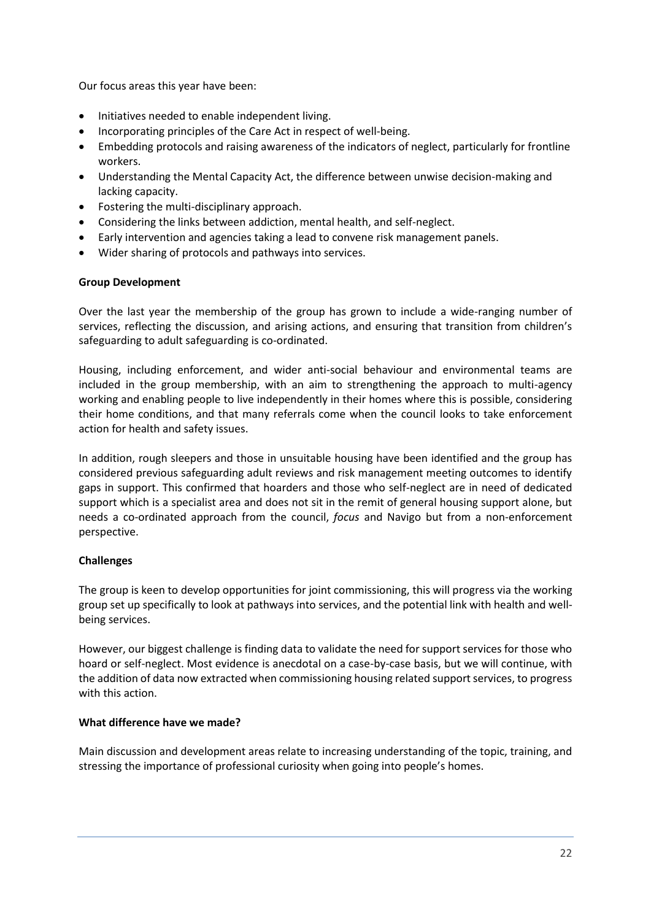Our focus areas this year have been:

- Initiatives needed to enable independent living.
- Incorporating principles of the Care Act in respect of well-being.
- Embedding protocols and raising awareness of the indicators of neglect, particularly for frontline workers.
- Understanding the Mental Capacity Act, the difference between unwise decision-making and lacking capacity.
- Fostering the multi-disciplinary approach.
- Considering the links between addiction, mental health, and self-neglect.
- Early intervention and agencies taking a lead to convene risk management panels.
- Wider sharing of protocols and pathways into services.

**Group Development**

Over the last year the membership of the group has grown to include a wide-ranging number of services, reflecting the discussion, and arising actions, and ensuring that transition from children's safeguarding to adult safeguarding is co-ordinated.

Housing, including enforcement, and wider anti-social behaviour and environmental teams are included in the group membership, with an aim to strengthening the approach to multi-agency working and enabling people to live independently in their homes where this is possible, considering their home conditions, and that many referrals come when the council looks to take enforcement action for health and safety issues.

In addition, rough sleepers and those in unsuitable housing have been identified and the group has considered previous safeguarding adult reviews and risk management meeting outcomes to identify gaps in support. This confirmed that hoarders and those who self-neglect are in need of dedicated support which is a specialist area and does not sit in the remit of general housing support alone, but needs a co-ordinated approach from the council, *focus* and Navigo but from a non-enforcement perspective.

**Challenges**

The group is keen to develop opportunities for joint commissioning, this will progress via the working group set up specifically to look at pathways into services, and the potential link with health and well-being services.

However, our biggest challenge is finding data to validate the need for support services for those who hoard or self-neglect. Most evidence is anecdotal on a case-by-case basis, but we will continue, with the addition of data now extracted when commissioning housing related support services, to progress with this action.

**What difference have we made?**

Main discussion and development areas relate to increasing understanding of the topic, training, and stressing the importance of professional curiosity when going into people's homes.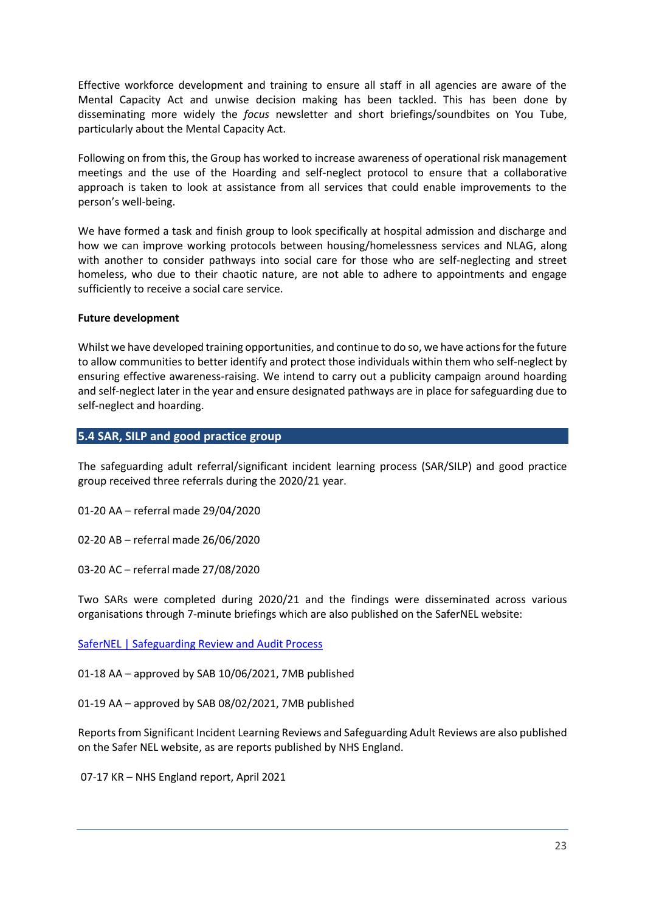Effective workforce development and training to ensure all staff in all agencies are aware of the Mental Capacity Act and unwise decision making has been tackled. This has been done by disseminating more widely the *focus* newsletter and short briefings/soundbites on You Tube, particularly about the Mental Capacity Act.

Following on from this, the Group has worked to increase awareness of operational risk management meetings and the use of the Hoarding and self-neglect protocol to ensure that a collaborative approach is taken to look at assistance from all services that could enable improvements to the person's well-being.

We have formed a task and finish group to look specifically at hospital admission and discharge and how we can improve working protocols between housing/homelessness services and NLAG, along with another to consider pathways into social care for those who are self-neglecting and street homeless, who due to their chaotic nature, are not able to adhere to appointments and engage sufficiently to receive a social care service.

**Future development**

Whilst we have developed training opportunities, and continue to do so, we have actions for the future to allow communities to better identify and protect those individuals within them who self-neglect by ensuring effective awareness-raising. We intend to carry out a publicity campaign around hoarding and self-neglect later in the year and ensure designated pathways are in place for safeguarding due to self-neglect and hoarding.

## 5.4 SAR, SILP and good practice group

The safeguarding adult referral/significant incident learning process (SAR/SILP) and good practice group received three referrals during the 2020/21 year.

01-20 AA – referral made 29/04/2020

02-20 AB – referral made 26/06/2020

03-20 AC – referral made 27/08/2020

Two SARs were completed during 2020/21 and the findings were disseminated across various organisations through 7-minute briefings which are also published on the SaferNEL website:

SaferNEL | Safeguarding Review and Audit Process

01-18 AA – approved by SAB 10/06/2021, 7MB published

01-19 AA – approved by SAB 08/02/2021, 7MB published

Reports from Significant Incident Learning Reviews and Safeguarding Adult Reviews are also published on the Safer NEL website, as are reports published by NHS England.

07-17 KR – NHS England report, April 2021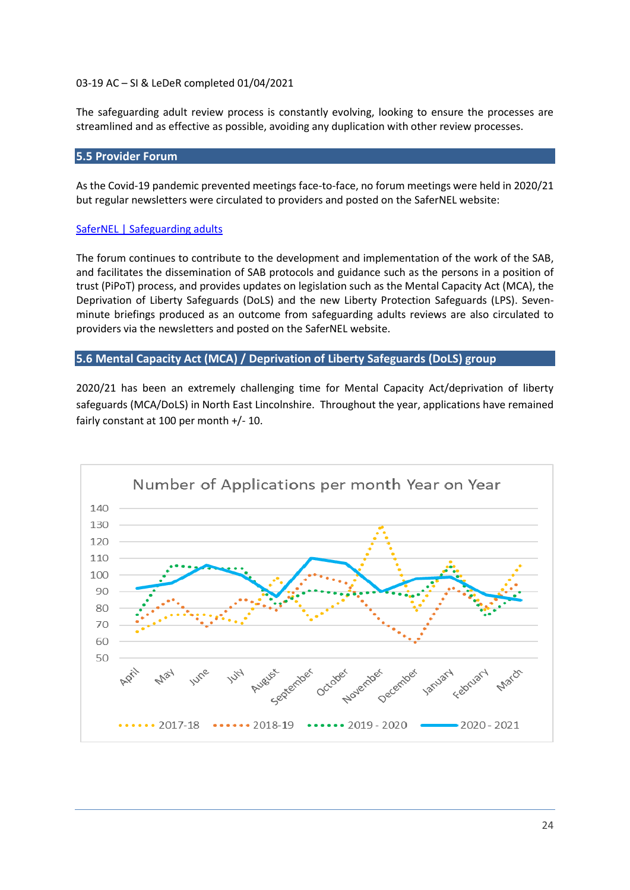03-19 AC – SI & LeDeR completed 01/04/2021

The safeguarding adult review process is constantly evolving, looking to ensure the processes are streamlined and as effective as possible, avoiding any duplication with other review processes.

## 5.5 Provider Forum

As the Covid-19 pandemic prevented meetings face-to-face, no forum meetings were held in 2020/21 but regular newsletters were circulated to providers and posted on the SaferNEL website:

[SaferNEL | Safeguarding adults]

The forum continues to contribute to the development and implementation of the work of the SAB, and facilitates the dissemination of SAB protocols and guidance such as the persons in a position of trust (PiPoT) process, and provides updates on legislation such as the Mental Capacity Act (MCA), the Deprivation of Liberty Safeguards (DoLS) and the new Liberty Protection Safeguards (LPS). Seven-minute briefings produced as an outcome from safeguarding adults reviews are also circulated to providers via the newsletters and posted on the SaferNEL website.

## 5.6 Mental Capacity Act (MCA) / Deprivation of Liberty Safeguards (DoLS) group

2020/21 has been an extremely challenging time for Mental Capacity Act/deprivation of liberty safeguards (MCA/DoLS) in North East Lincolnshire. Throughout the year, applications have remained fairly constant at 100 per month +/- 10.

Number of Applications per month Year on Year

Legend: 2017-18, 2018-19, 2019 - 2020, 2020 - 2021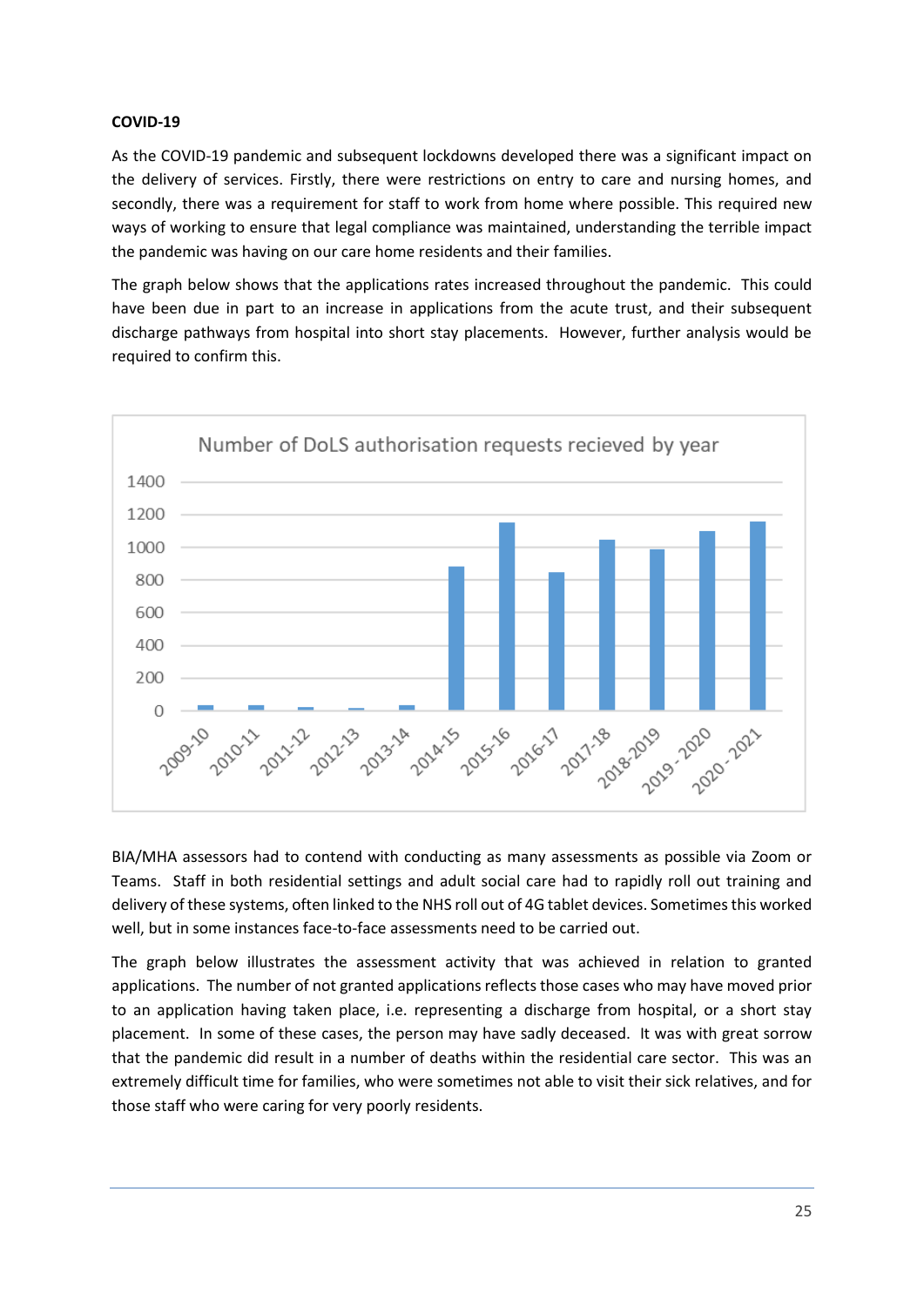**COVID-19**

As the COVID-19 pandemic and subsequent lockdowns developed there was a significant impact on the delivery of services. Firstly, there were restrictions on entry to care and nursing homes, and secondly, there was a requirement for staff to work from home where possible. This required new ways of working to ensure that legal compliance was maintained, understanding the terrible impact the pandemic was having on our care home residents and their families.

The graph below shows that the applications rates increased throughout the pandemic. This could have been due in part to an increase in applications from the acute trust, and their subsequent discharge pathways from hospital into short stay placements. However, further analysis would be required to confirm this.

Number of DoLS authorisation requests recieved by year

BIA/MHA assessors had to contend with conducting as many assessments as possible via Zoom or Teams. Staff in both residential settings and adult social care had to rapidly roll out training and delivery of these systems, often linked to the NHS roll out of 4G tablet devices. Sometimes this worked well, but in some instances face-to-face assessments need to be carried out.

The graph below illustrates the assessment activity that was achieved in relation to granted applications. The number of not granted applications reflects those cases who may have moved prior to an application having taken place, i.e. representing a discharge from hospital, or a short stay placement. In some of these cases, the person may have sadly deceased. It was with great sorrow that the pandemic did result in a number of deaths within the residential care sector. This was an extremely difficult time for families, who were sometimes not able to visit their sick relatives, and for those staff who were caring for very poorly residents.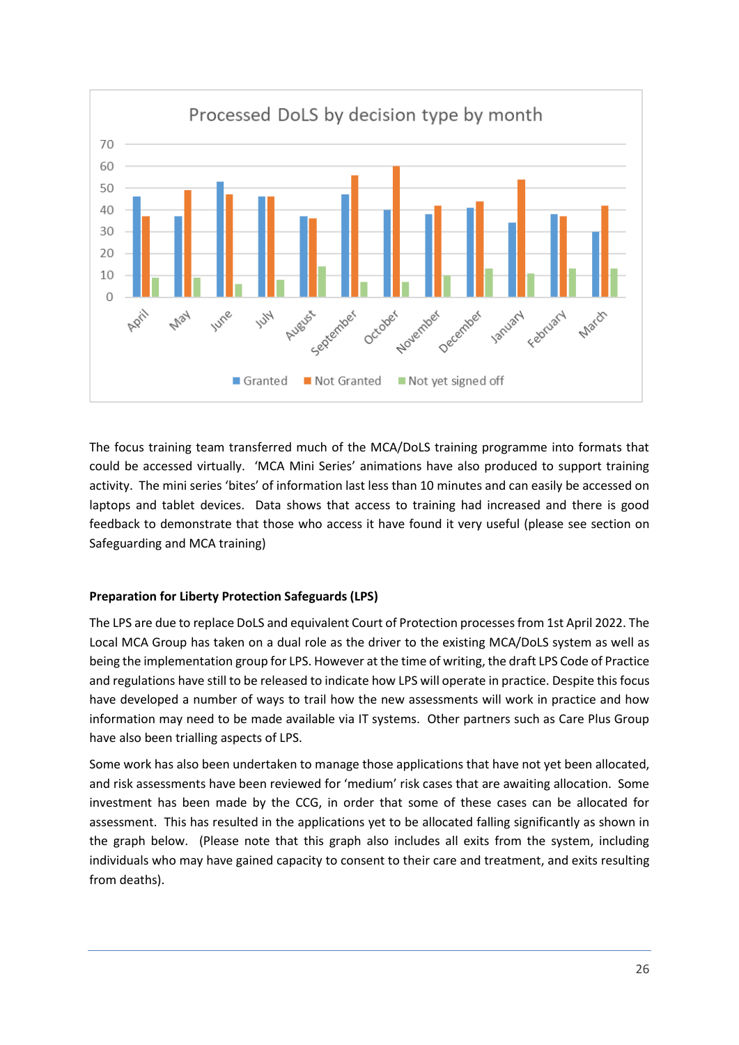**Processed DoLS by decision type by month**

The focus training team transferred much of the MCA/DoLS training programme into formats that could be accessed virtually. 'MCA Mini Series' animations have also produced to support training activity. The mini series 'bites' of information last less than 10 minutes and can easily be accessed on laptops and tablet devices. Data shows that access to training had increased and there is good feedback to demonstrate that those who access it have found it very useful (please see section on Safeguarding and MCA training)

**Preparation for Liberty Protection Safeguards (LPS)**

The LPS are due to replace DoLS and equivalent Court of Protection processes from 1st April 2022. The Local MCA Group has taken on a dual role as the driver to the existing MCA/DoLS system as well as being the implementation group for LPS. However at the time of writing, the draft LPS Code of Practice and regulations have still to be released to indicate how LPS will operate in practice. Despite this focus have developed a number of ways to trail how the new assessments will work in practice and how information may need to be made available via IT systems. Other partners such as Care Plus Group have also been trialling aspects of LPS.

Some work has also been undertaken to manage those applications that have not yet been allocated, and risk assessments have been reviewed for 'medium' risk cases that are awaiting allocation. Some investment has been made by the CCG, in order that some of these cases can be allocated for assessment. This has resulted in the applications yet to be allocated falling significantly as shown in the graph below. (Please note that this graph also includes all exits from the system, including individuals who may have gained capacity to consent to their care and treatment, and exits resulting from deaths).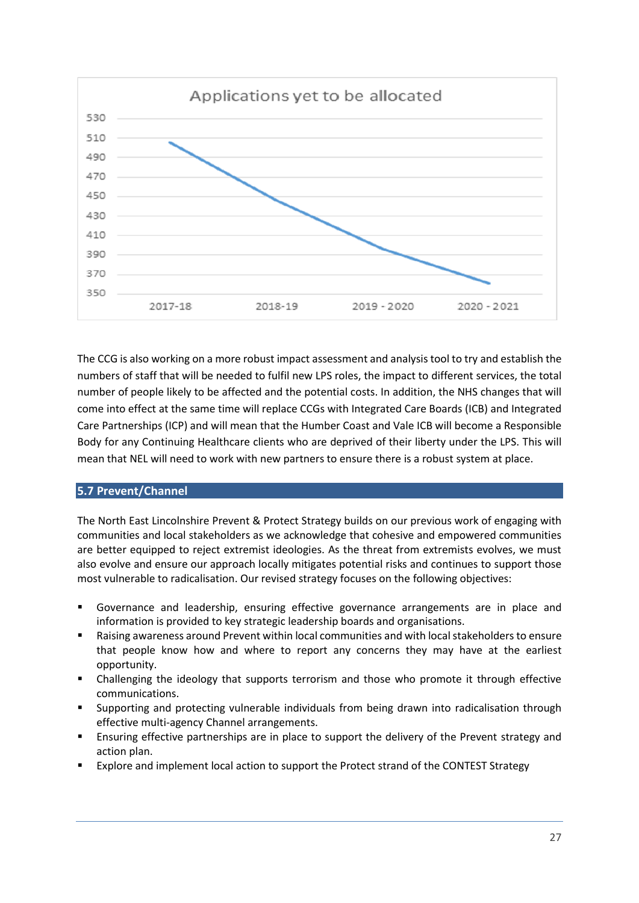Applications yet to be allocated

The CCG is also working on a more robust impact assessment and analysis tool to try and establish the numbers of staff that will be needed to fulfil new LPS roles, the impact to different services, the total number of people likely to be affected and the potential costs. In addition, the NHS changes that will come into effect at the same time will replace CCGs with Integrated Care Boards (ICB) and Integrated Care Partnerships (ICP) and will mean that the Humber Coast and Vale ICB will become a Responsible Body for any Continuing Healthcare clients who are deprived of their liberty under the LPS. This will mean that NEL will need to work with new partners to ensure there is a robust system at place.

## 5.7 Prevent/Channel

The North East Lincolnshire Prevent & Protect Strategy builds on our previous work of engaging with communities and local stakeholders as we acknowledge that cohesive and empowered communities are better equipped to reject extremist ideologies. As the threat from extremists evolves, we must also evolve and ensure our approach locally mitigates potential risks and continues to support those most vulnerable to radicalisation. Our revised strategy focuses on the following objectives:

- Governance and leadership, ensuring effective governance arrangements are in place and information is provided to key strategic leadership boards and organisations.
- Raising awareness around Prevent within local communities and with local stakeholders to ensure that people know how and where to report any concerns they may have at the earliest opportunity.
- Challenging the ideology that supports terrorism and those who promote it through effective communications.
- Supporting and protecting vulnerable individuals from being drawn into radicalisation through effective multi-agency Channel arrangements.
- Ensuring effective partnerships are in place to support the delivery of the Prevent strategy and action plan.
- Explore and implement local action to support the Protect strand of the CONTEST Strategy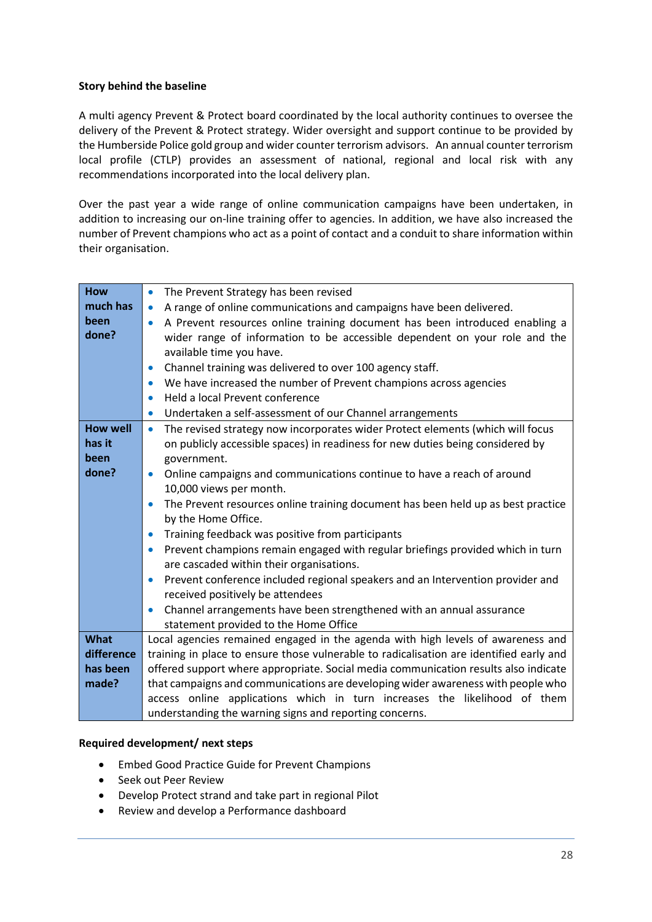**Story behind the baseline**

A multi agency Prevent & Protect board coordinated by the local authority continues to oversee the delivery of the Prevent & Protect strategy. Wider oversight and support continue to be provided by the Humberside Police gold group and wider counter terrorism advisors. An annual counter terrorism local profile (CTLP) provides an assessment of national, regional and local risk with any recommendations incorporated into the local delivery plan.

Over the past year a wide range of online communication campaigns have been undertaken, in addition to increasing our on-line training offer to agencies. In addition, we have also increased the number of Prevent champions who act as a point of contact and a conduit to share information within their organisation.

| | |
|---|---|
| **How much has been done?** | • The Prevent Strategy has been revised<br>• A range of online communications and campaigns have been delivered.<br>• A Prevent resources online training document has been introduced enabling a wider range of information to be accessible dependent on your role and the available time you have.<br>• Channel training was delivered to over 100 agency staff.<br>• We have increased the number of Prevent champions across agencies<br>• Held a local Prevent conference<br>• Undertaken a self-assessment of our Channel arrangements |
| **How well has it been done?** | • The revised strategy now incorporates wider Protect elements (which will focus on publicly accessible spaces) in readiness for new duties being considered by government.<br>• Online campaigns and communications continue to have a reach of around 10,000 views per month.<br>• The Prevent resources online training document has been held up as best practice by the Home Office.<br>• Training feedback was positive from participants<br>• Prevent champions remain engaged with regular briefings provided which in turn are cascaded within their organisations.<br>• Prevent conference included regional speakers and an Intervention provider and received positively be attendees<br>• Channel arrangements have been strengthened with an annual assurance statement provided to the Home Office |
| **What difference has been made?** | Local agencies remained engaged in the agenda with high levels of awareness and training in place to ensure those vulnerable to radicalisation are identified early and offered support where appropriate. Social media communication results also indicate that campaigns and communications are developing wider awareness with people who access online applications which in turn increases the likelihood of them understanding the warning signs and reporting concerns. |

**Required development/ next steps**

- Embed Good Practice Guide for Prevent Champions
- Seek out Peer Review
- Develop Protect strand and take part in regional Pilot
- Review and develop a Performance dashboard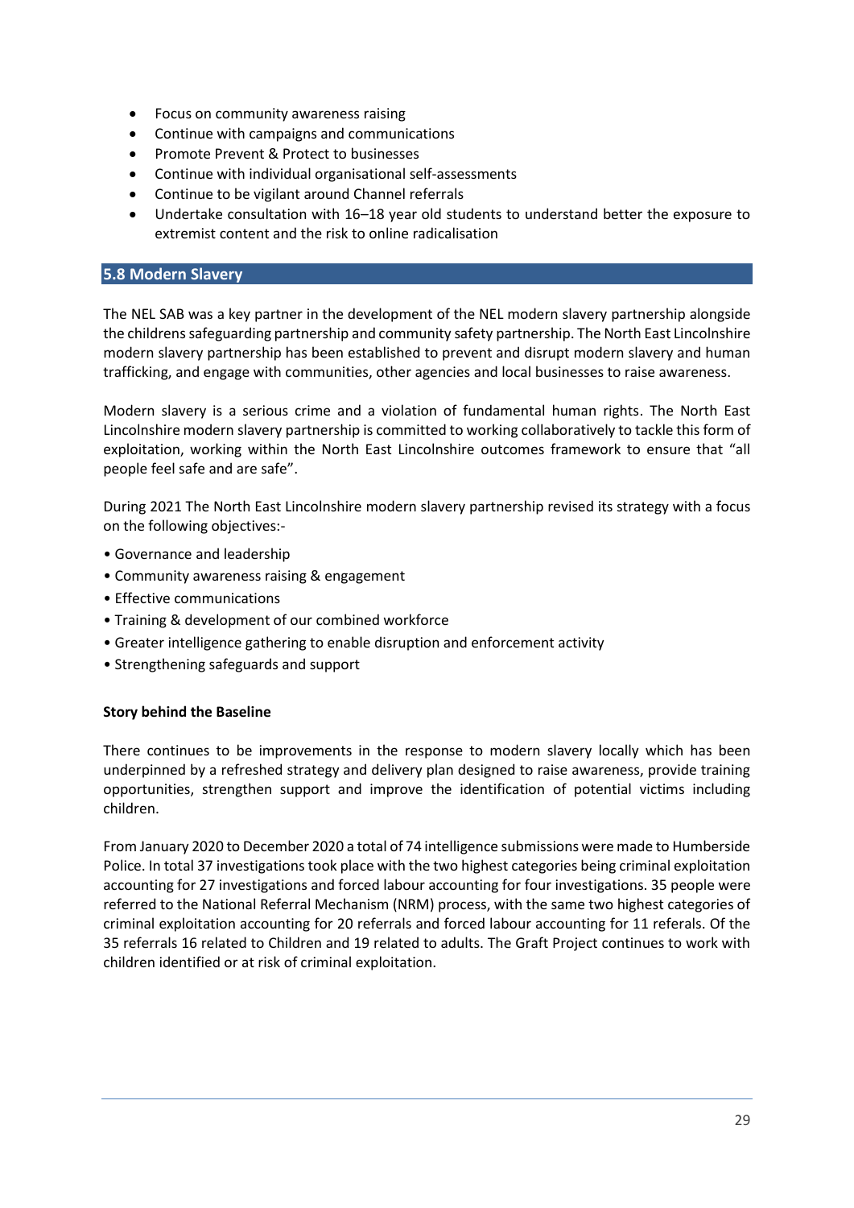- Focus on community awareness raising
- Continue with campaigns and communications
- Promote Prevent & Protect to businesses
- Continue with individual organisational self-assessments
- Continue to be vigilant around Channel referrals
- Undertake consultation with 16–18 year old students to understand better the exposure to extremist content and the risk to online radicalisation

## 5.8 Modern Slavery

The NEL SAB was a key partner in the development of the NEL modern slavery partnership alongside the childrens safeguarding partnership and community safety partnership. The North East Lincolnshire modern slavery partnership has been established to prevent and disrupt modern slavery and human trafficking, and engage with communities, other agencies and local businesses to raise awareness.

Modern slavery is a serious crime and a violation of fundamental human rights. The North East Lincolnshire modern slavery partnership is committed to working collaboratively to tackle this form of exploitation, working within the North East Lincolnshire outcomes framework to ensure that "all people feel safe and are safe".

During 2021 The North East Lincolnshire modern slavery partnership revised its strategy with a focus on the following objectives:-

- Governance and leadership
- Community awareness raising & engagement
- Effective communications
- Training & development of our combined workforce
- Greater intelligence gathering to enable disruption and enforcement activity
- Strengthening safeguards and support

**Story behind the Baseline**

There continues to be improvements in the response to modern slavery locally which has been underpinned by a refreshed strategy and delivery plan designed to raise awareness, provide training opportunities, strengthen support and improve the identification of potential victims including children.

From January 2020 to December 2020 a total of 74 intelligence submissions were made to Humberside Police. In total 37 investigations took place with the two highest categories being criminal exploitation accounting for 27 investigations and forced labour accounting for four investigations. 35 people were referred to the National Referral Mechanism (NRM) process, with the same two highest categories of criminal exploitation accounting for 20 referrals and forced labour accounting for 11 referals. Of the 35 referrals 16 related to Children and 19 related to adults. The Graft Project continues to work with children identified or at risk of criminal exploitation.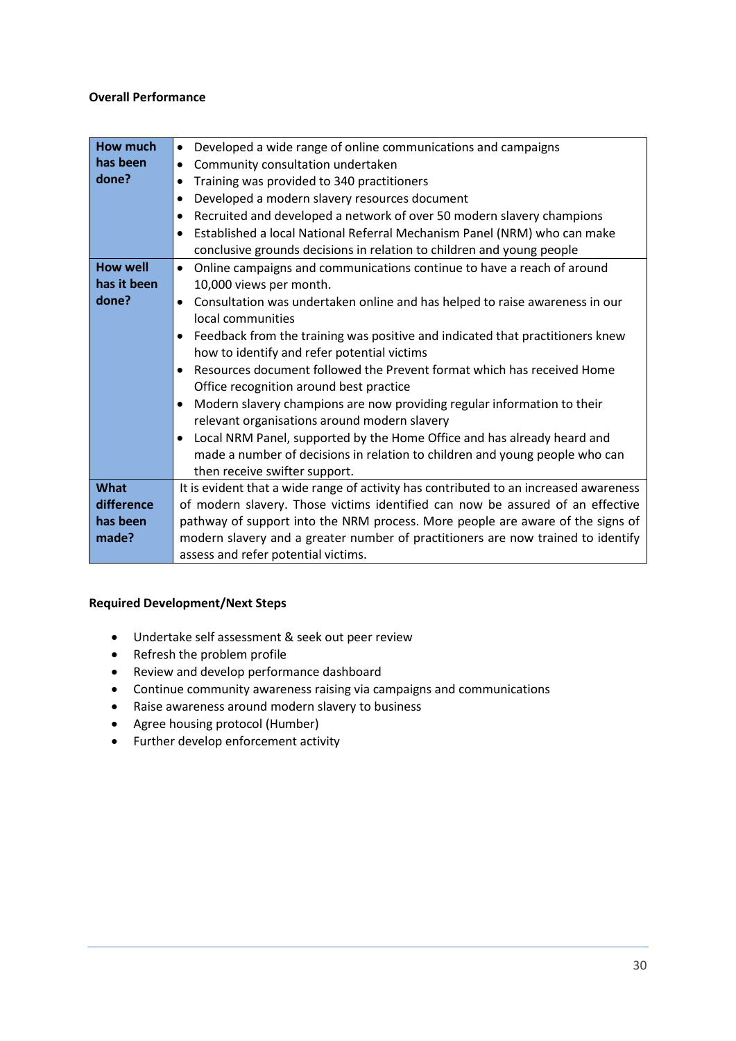**Overall Performance**

| | |
|---|---|
| **How much has been done?** | • Developed a wide range of online communications and campaigns<br>• Community consultation undertaken<br>• Training was provided to 340 practitioners<br>• Developed a modern slavery resources document<br>• Recruited and developed a network of over 50 modern slavery champions<br>• Established a local National Referral Mechanism Panel (NRM) who can make conclusive grounds decisions in relation to children and young people |
| **How well has it been done?** | • Online campaigns and communications continue to have a reach of around 10,000 views per month.<br>• Consultation was undertaken online and has helped to raise awareness in our local communities<br>• Feedback from the training was positive and indicated that practitioners knew how to identify and refer potential victims<br>• Resources document followed the Prevent format which has received Home Office recognition around best practice<br>• Modern slavery champions are now providing regular information to their relevant organisations around modern slavery<br>• Local NRM Panel, supported by the Home Office and has already heard and made a number of decisions in relation to children and young people who can then receive swifter support. |
| **What difference has been made?** | It is evident that a wide range of activity has contributed to an increased awareness of modern slavery. Those victims identified can now be assured of an effective pathway of support into the NRM process. More people are aware of the signs of modern slavery and a greater number of practitioners are now trained to identify assess and refer potential victims. |

**Required Development/Next Steps**

- Undertake self assessment & seek out peer review
- Refresh the problem profile
- Review and develop performance dashboard
- Continue community awareness raising via campaigns and communications
- Raise awareness around modern slavery to business
- Agree housing protocol (Humber)
- Further develop enforcement activity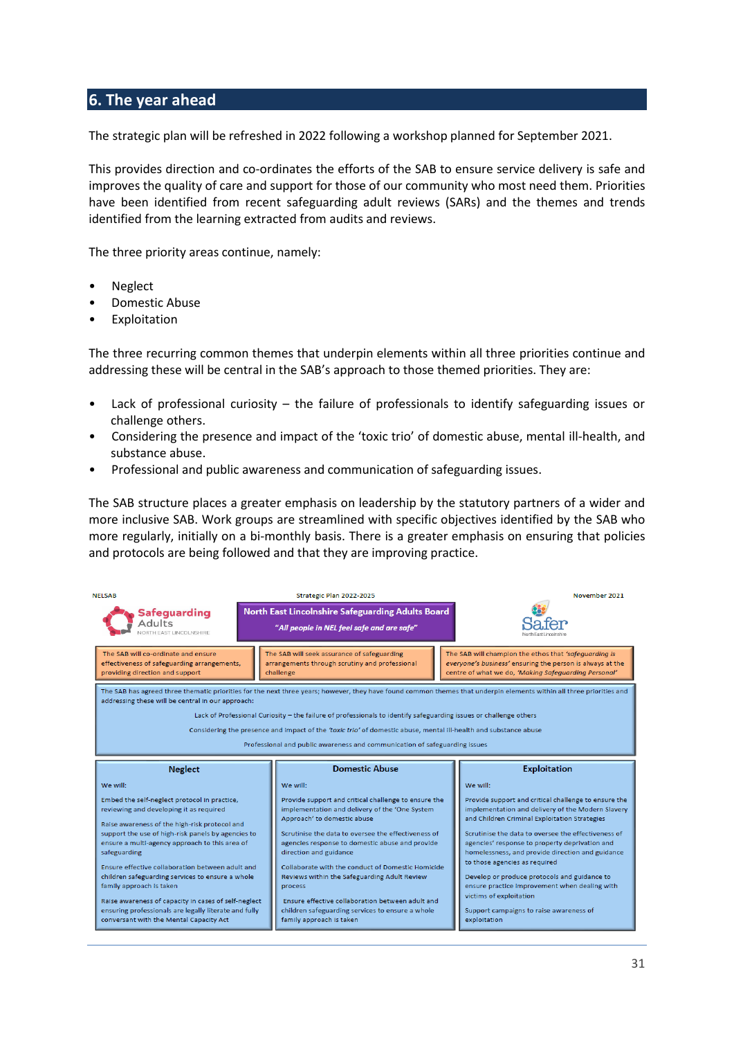## 6. The year ahead

The strategic plan will be refreshed in 2022 following a workshop planned for September 2021.

This provides direction and co-ordinates the efforts of the SAB to ensure service delivery is safe and improves the quality of care and support for those of our community who most need them. Priorities have been identified from recent safeguarding adult reviews (SARs) and the themes and trends identified from the learning extracted from audits and reviews.

The three priority areas continue, namely:

- Neglect
- Domestic Abuse
- Exploitation

The three recurring common themes that underpin elements within all three priorities continue and addressing these will be central in the SAB's approach to those themed priorities. They are:

- Lack of professional curiosity – the failure of professionals to identify safeguarding issues or challenge others.
- Considering the presence and impact of the 'toxic trio' of domestic abuse, mental ill-health, and substance abuse.
- Professional and public awareness and communication of safeguarding issues.

The SAB structure places a greater emphasis on leadership by the statutory partners of a wider and more inclusive SAB. Work groups are streamlined with specific objectives identified by the SAB who more regularly, initially on a bi-monthly basis. There is a greater emphasis on ensuring that policies and protocols are being followed and that they are improving practice.

NELSAB — Strategic Plan 2022-2025 — November 2021

Safeguarding Adults North East Lincolnshire

**North East Lincolnshire Safeguarding Adults Board**

*"All people in NEL feel safe and are safe"*

Safer North East Lincolnshire

| The SAB will co-ordinate and ensure effectiveness of safeguarding arrangements, providing direction and support | The SAB will seek assurance of safeguarding arrangements through scrutiny and professional challenge | The SAB will champion the ethos that *'safeguarding is everyone's business'* ensuring the person is always at the centre of what we do, *'Making Safeguarding Personal'* |
|---|---|---|

The SAB has agreed three thematic priorities for the next three years; however, they have found common themes that underpin elements within all three priorities and addressing these will be central in our approach:

Lack of Professional Curiosity – the failure of professionals to identify safeguarding issues or challenge others

Considering the presence and impact of the *'toxic trio'* of domestic abuse, mental ill-health and substance abuse

Professional and public awareness and communication of safeguarding issues

| Neglect | Domestic Abuse | Exploitation |
|---|---|---|
| We will: | We will: | We will: |
| Embed the self-neglect protocol in practice, reviewing and developing it as required | Provide support and critical challenge to ensure the implementation and delivery of the 'One System Approach' to domestic abuse | Provide support and critical challenge to ensure the implementation and delivery of the Modern Slavery and Children Criminal Exploitation Strategies |
| Raise awareness of the high-risk protocol and support the use of high-risk panels by agencies to ensure a multi-agency approach to this area of safeguarding | Scrutinise the data to oversee the effectiveness of agencies response to domestic abuse and provide direction and guidance | Scrutinise the data to oversee the effectiveness of agencies' response to property deprivation and homelessness, and provide direction and guidance to those agencies as required |
| Ensure effective collaboration between adult and children safeguarding services to ensure a whole family approach is taken | Collaborate with the conduct of Domestic Homicide Reviews within the Safeguarding Adult Review process | Develop or produce protocols and guidance to ensure practice improvement when dealing with victims of exploitation |
| Raise awareness of capacity in cases of self-neglect ensuring professionals are legally literate and fully conversant with the Mental Capacity Act | Ensure effective collaboration between adult and children safeguarding services to ensure a whole family approach is taken | Support campaigns to raise awareness of exploitation |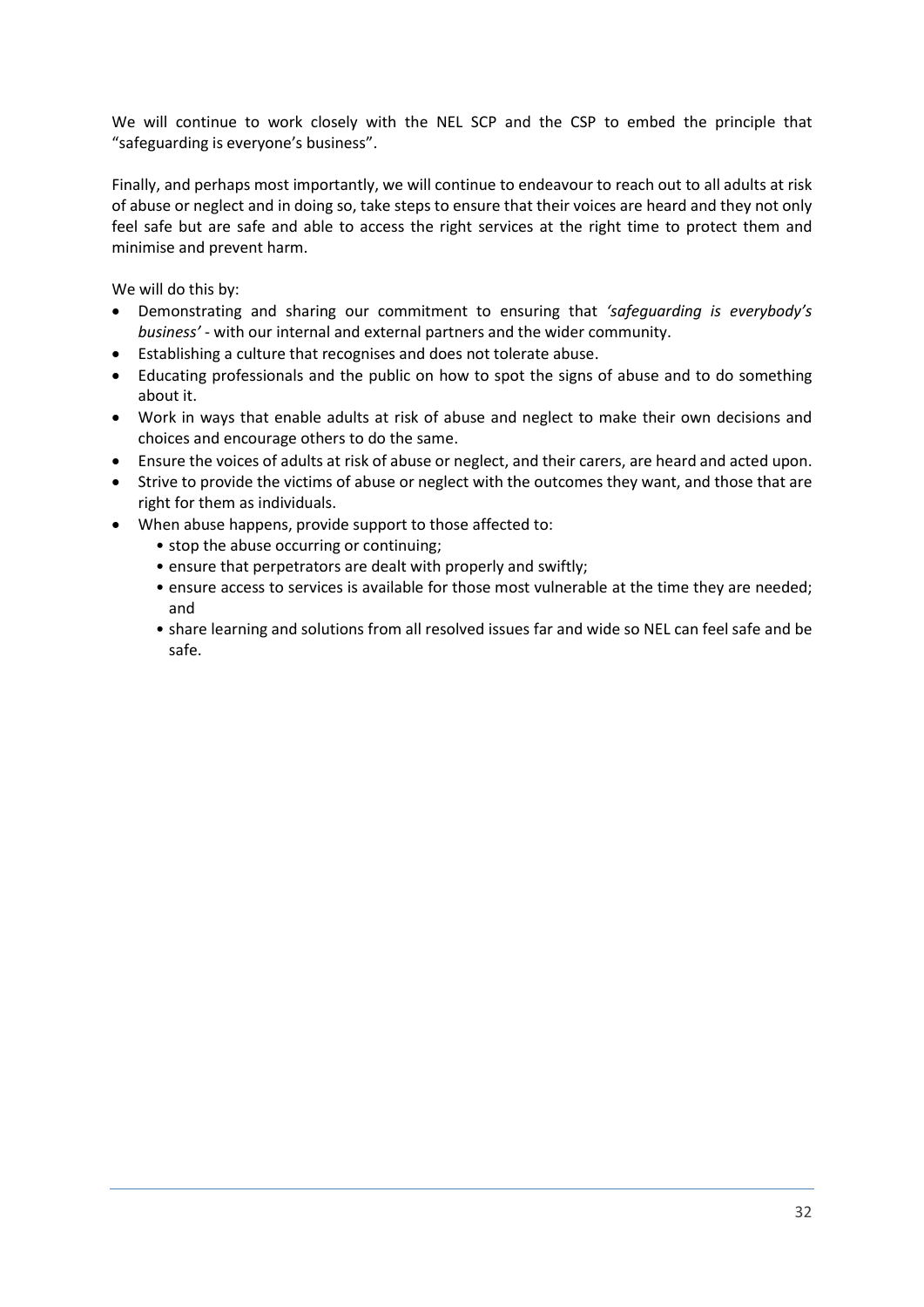We will continue to work closely with the NEL SCP and the CSP to embed the principle that "safeguarding is everyone's business".

Finally, and perhaps most importantly, we will continue to endeavour to reach out to all adults at risk of abuse or neglect and in doing so, take steps to ensure that their voices are heard and they not only feel safe but are safe and able to access the right services at the right time to protect them and minimise and prevent harm.

We will do this by:

- Demonstrating and sharing our commitment to ensuring that *'safeguarding is everybody's business'* - with our internal and external partners and the wider community.
- Establishing a culture that recognises and does not tolerate abuse.
- Educating professionals and the public on how to spot the signs of abuse and to do something about it.
- Work in ways that enable adults at risk of abuse and neglect to make their own decisions and choices and encourage others to do the same.
- Ensure the voices of adults at risk of abuse or neglect, and their carers, are heard and acted upon.
- Strive to provide the victims of abuse or neglect with the outcomes they want, and those that are right for them as individuals.
- When abuse happens, provide support to those affected to:
    - stop the abuse occurring or continuing;
    - ensure that perpetrators are dealt with properly and swiftly;
    - ensure access to services is available for those most vulnerable at the time they are needed; and
    - share learning and solutions from all resolved issues far and wide so NEL can feel safe and be safe.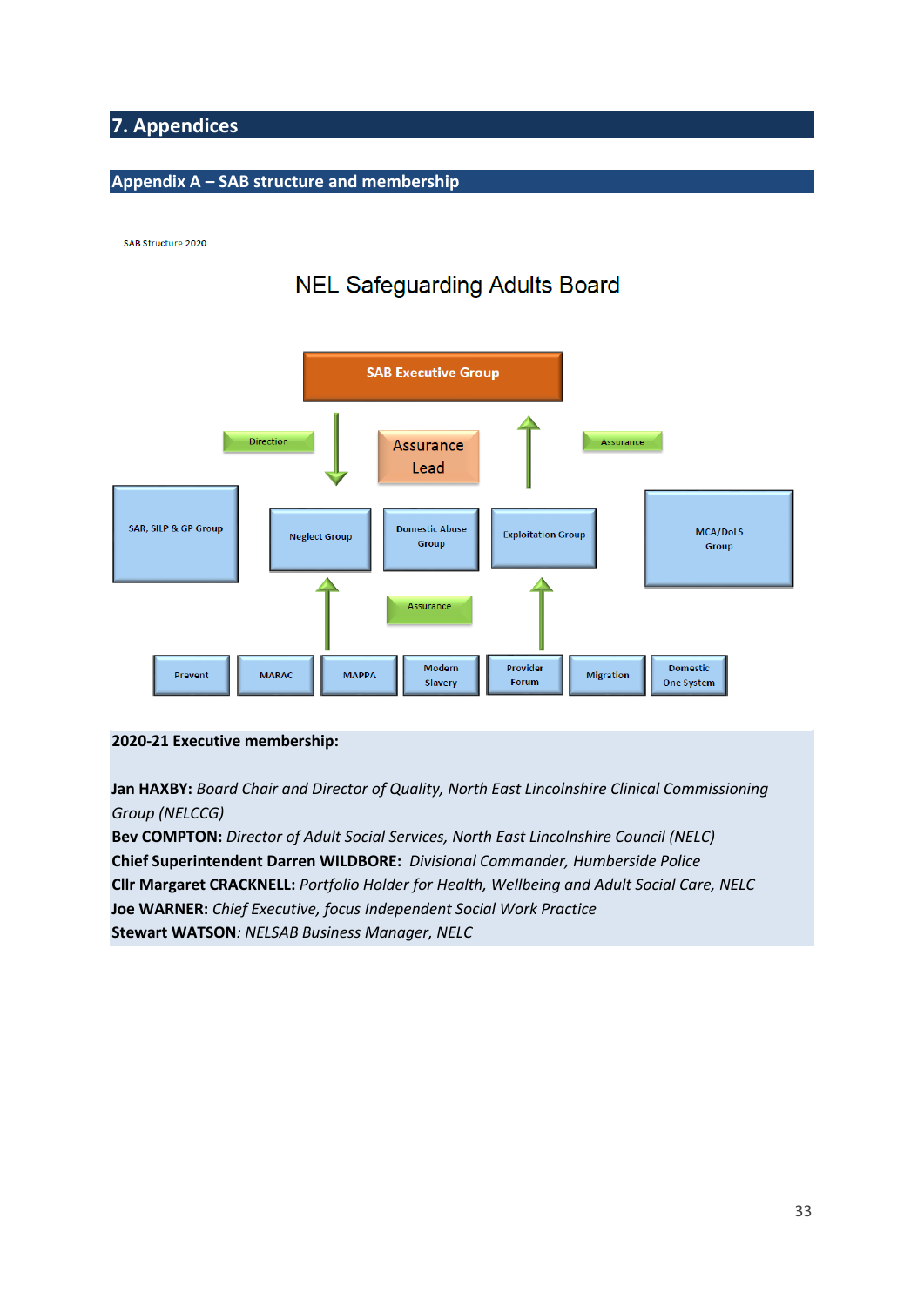# 7. Appendices

## Appendix A – SAB structure and membership

SAB Structure 2020

NEL Safeguarding Adults Board

SAB Executive Group

Direction

Assurance Lead

Assurance

SAR, SILP & GP Group

Neglect Group

Domestic Abuse Group

Exploitation Group

MCA/DoLS Group

Assurance

Prevent

MARAC

MAPPA

Modern Slavery

Provider Forum

Migration

Domestic One System

**2020-21 Executive membership:**

**Jan HAXBY:** *Board Chair and Director of Quality, North East Lincolnshire Clinical Commissioning Group (NELCCG)*
**Bev COMPTON:** *Director of Adult Social Services, North East Lincolnshire Council (NELC)*
**Chief Superintendent Darren WILDBORE:** *Divisional Commander, Humberside Police*
**Cllr Margaret CRACKNELL:** *Portfolio Holder for Health, Wellbeing and Adult Social Care, NELC*
**Joe WARNER:** *Chief Executive, focus Independent Social Work Practice*
**Stewart WATSON**: *NELSAB Business Manager, NELC*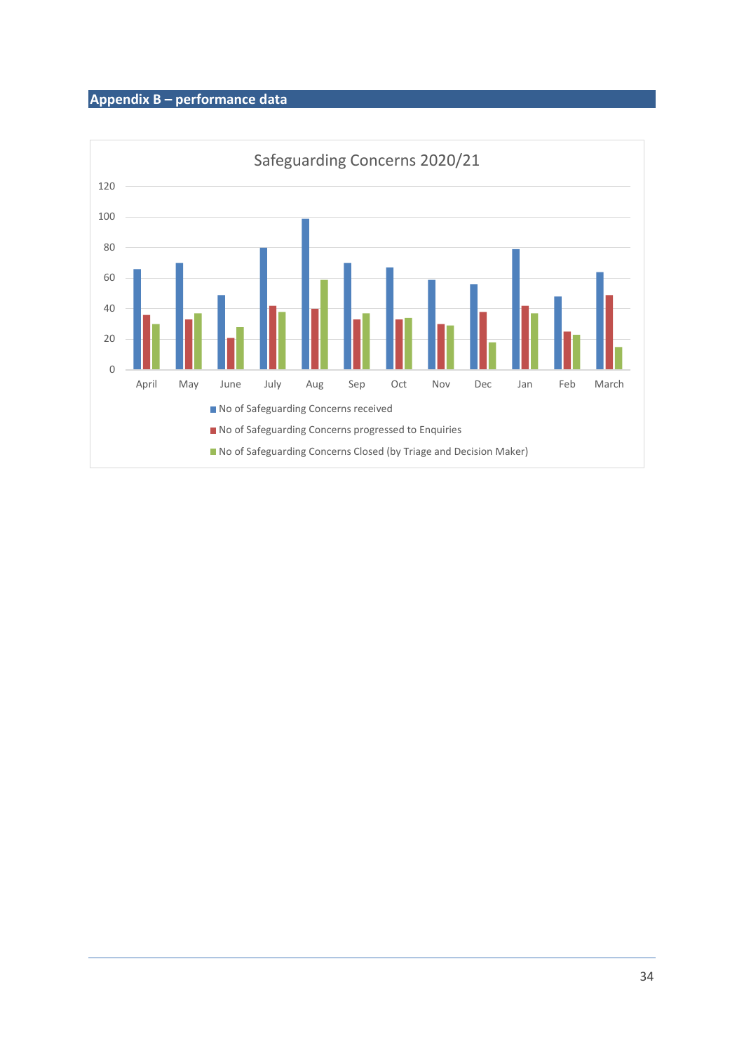## Appendix B – performance data

Safeguarding Concerns 2020/21

| Month | No of Safeguarding Concerns received | No of Safeguarding Concerns progressed to Enquiries | No of Safeguarding Concerns Closed (by Triage and Decision Maker) |
|---|---|---|---|
| April | 66 | 36 | 30 |
| May | 70 | 33 | 37 |
| June | 49 | 21 | 28 |
| July | 80 | 42 | 38 |
| Aug | 99 | 40 | 59 |
| Sep | 70 | 33 | 37 |
| Oct | 67 | 33 | 34 |
| Nov | 59 | 30 | 29 |
| Dec | 56 | 38 | 18 |
| Jan | 79 | 42 | 37 |
| Feb | 48 | 25 | 23 |
| March | 64 | 49 | 15 |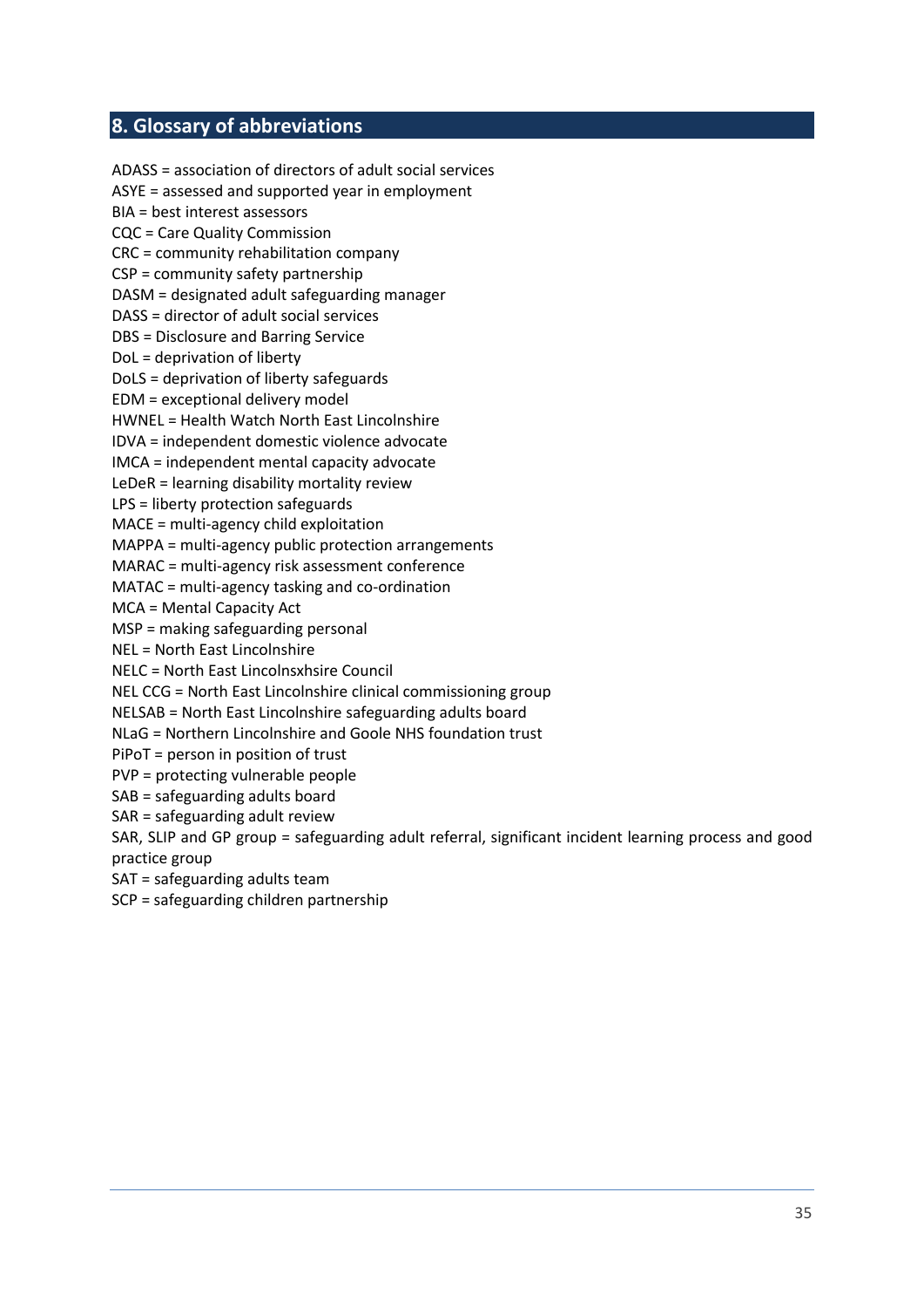## 8. Glossary of abbreviations

ADASS = association of directors of adult social services
ASYE = assessed and supported year in employment
BIA = best interest assessors
CQC = Care Quality Commission
CRC = community rehabilitation company
CSP = community safety partnership
DASM = designated adult safeguarding manager
DASS = director of adult social services
DBS = Disclosure and Barring Service
DoL = deprivation of liberty
DoLS = deprivation of liberty safeguards
EDM = exceptional delivery model
HWNEL = Health Watch North East Lincolnshire
IDVA = independent domestic violence advocate
IMCA = independent mental capacity advocate
LeDeR = learning disability mortality review
LPS = liberty protection safeguards
MACE = multi-agency child exploitation
MAPPA = multi-agency public protection arrangements
MARAC = multi-agency risk assessment conference
MATAC = multi-agency tasking and co-ordination
MCA = Mental Capacity Act
MSP = making safeguarding personal
NEL = North East Lincolnshire
NELC = North East Lincolnsxhsire Council
NEL CCG = North East Lincolnshire clinical commissioning group
NELSAB = North East Lincolnshire safeguarding adults board
NLaG = Northern Lincolnshire and Goole NHS foundation trust
PiPoT = person in position of trust
PVP = protecting vulnerable people
SAB = safeguarding adults board
SAR = safeguarding adult review
SAR, SLIP and GP group = safeguarding adult referral, significant incident learning process and good practice group
SAT = safeguarding adults team
SCP = safeguarding children partnership